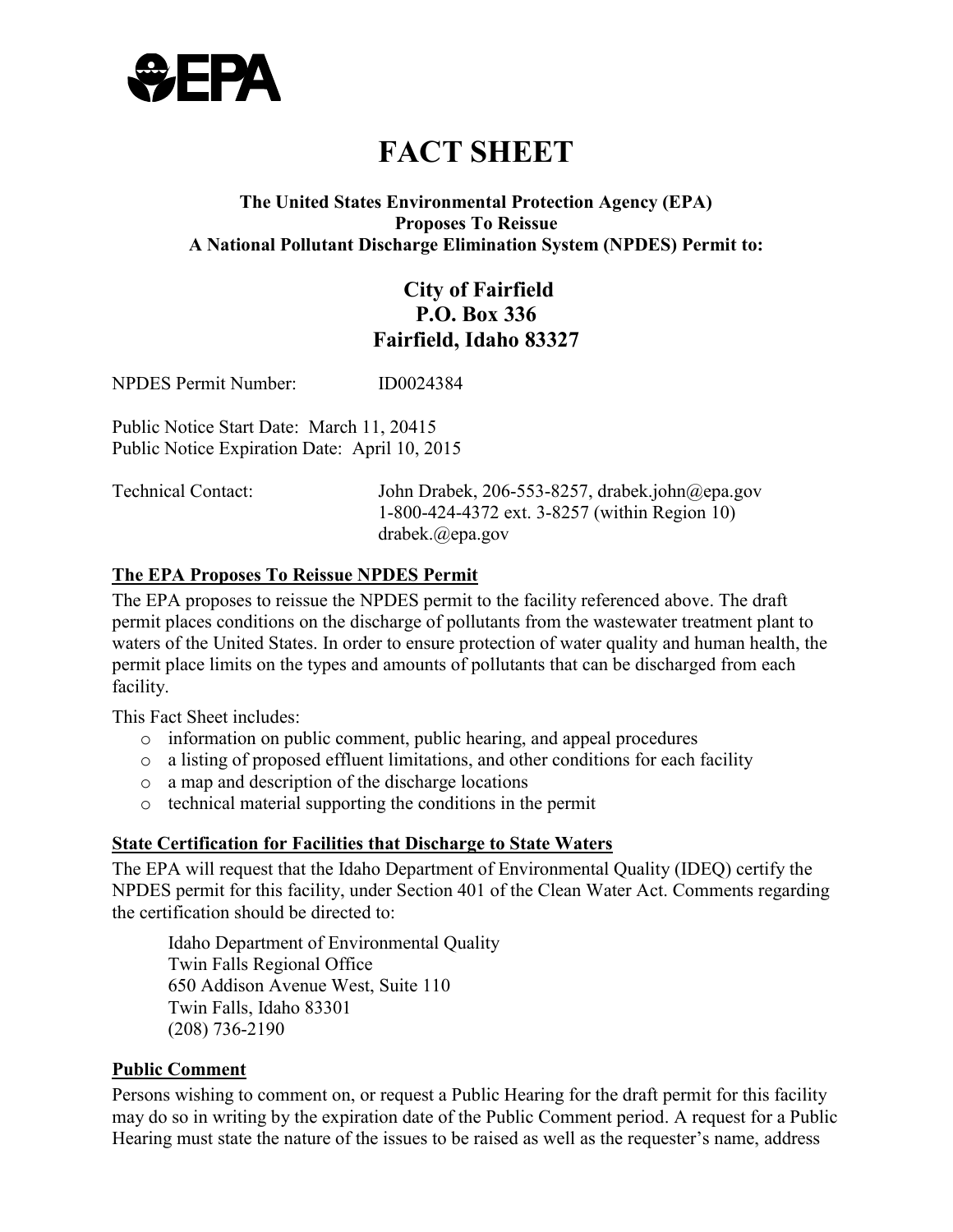# FACT SHEET

**The United States Environmental Protection Agency (EPA)**
**Proposes To Reissue**
**A National Pollutant Discharge Elimination System (NPDES) Permit to:**

## City of Fairfield
## P.O. Box 336
## Fairfield, Idaho 83327

NPDES Permit Number: ID0024384

Public Notice Start Date: March 11, 20415
Public Notice Expiration Date: April 10, 2015

Technical Contact: John Drabek, 206-553-8257, drabek.john@epa.gov
1-800-424-4372 ext. 3-8257 (within Region 10)
drabek.@epa.gov

### The EPA Proposes To Reissue NPDES Permit

The EPA proposes to reissue the NPDES permit to the facility referenced above. The draft permit places conditions on the discharge of pollutants from the wastewater treatment plant to waters of the United States. In order to ensure protection of water quality and human health, the permit place limits on the types and amounts of pollutants that can be discharged from each facility.

This Fact Sheet includes:

- information on public comment, public hearing, and appeal procedures
- a listing of proposed effluent limitations, and other conditions for each facility
- a map and description of the discharge locations
- technical material supporting the conditions in the permit

### State Certification for Facilities that Discharge to State Waters

The EPA will request that the Idaho Department of Environmental Quality (IDEQ) certify the NPDES permit for this facility, under Section 401 of the Clean Water Act. Comments regarding the certification should be directed to:

Idaho Department of Environmental Quality
Twin Falls Regional Office
650 Addison Avenue West, Suite 110
Twin Falls, Idaho 83301
(208) 736-2190

### Public Comment

Persons wishing to comment on, or request a Public Hearing for the draft permit for this facility may do so in writing by the expiration date of the Public Comment period. A request for a Public Hearing must state the nature of the issues to be raised as well as the requester's name, address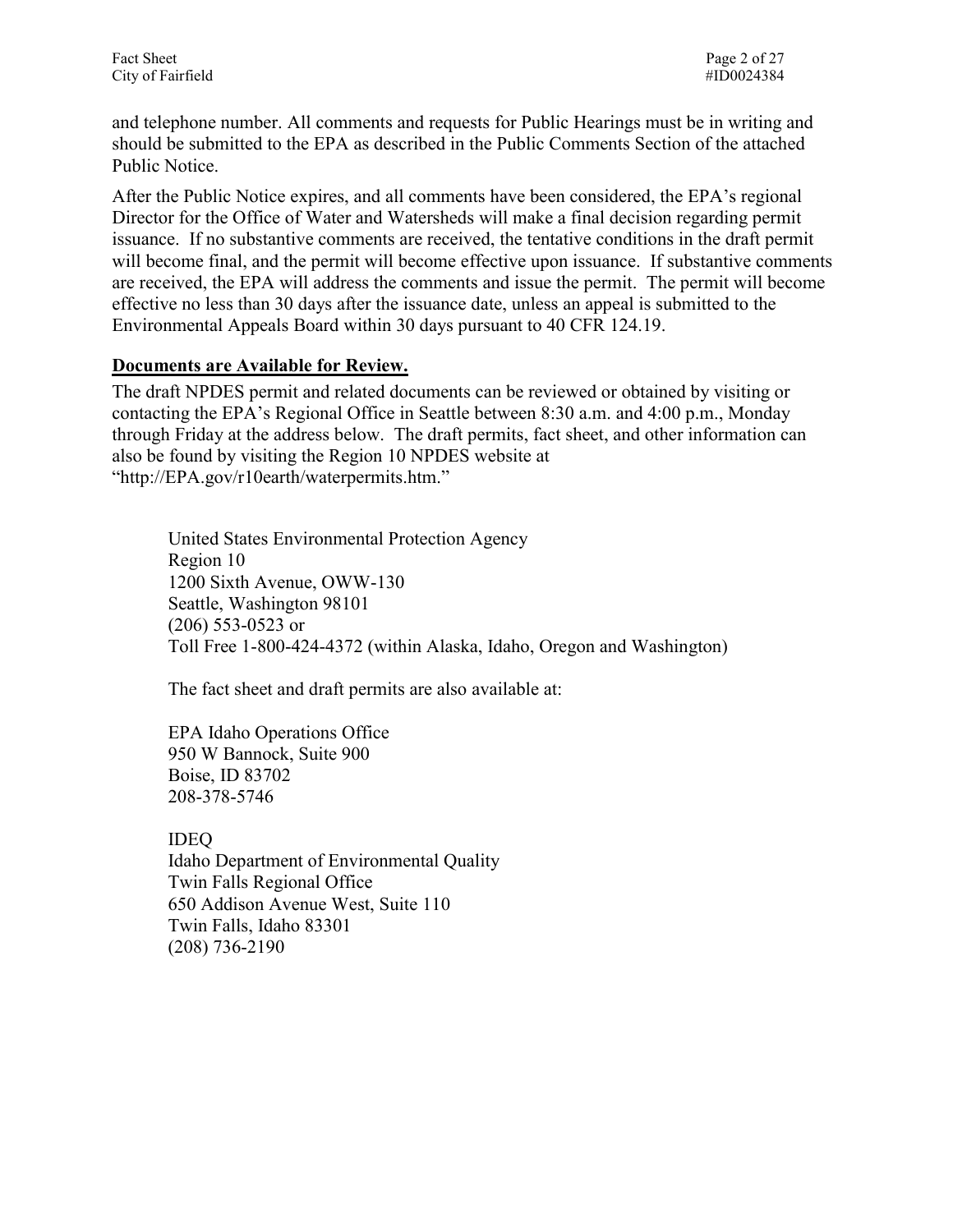and telephone number. All comments and requests for Public Hearings must be in writing and should be submitted to the EPA as described in the Public Comments Section of the attached Public Notice.

After the Public Notice expires, and all comments have been considered, the EPA's regional Director for the Office of Water and Watersheds will make a final decision regarding permit issuance. If no substantive comments are received, the tentative conditions in the draft permit will become final, and the permit will become effective upon issuance. If substantive comments are received, the EPA will address the comments and issue the permit. The permit will become effective no less than 30 days after the issuance date, unless an appeal is submitted to the Environmental Appeals Board within 30 days pursuant to 40 CFR 124.19.

**Documents are Available for Review.**

The draft NPDES permit and related documents can be reviewed or obtained by visiting or contacting the EPA's Regional Office in Seattle between 8:30 a.m. and 4:00 p.m., Monday through Friday at the address below. The draft permits, fact sheet, and other information can also be found by visiting the Region 10 NPDES website at "http://EPA.gov/r10earth/waterpermits.htm."

United States Environmental Protection Agency
Region 10
1200 Sixth Avenue, OWW-130
Seattle, Washington 98101
(206) 553-0523 or
Toll Free 1-800-424-4372 (within Alaska, Idaho, Oregon and Washington)

The fact sheet and draft permits are also available at:

EPA Idaho Operations Office
950 W Bannock, Suite 900
Boise, ID 83702
208-378-5746

IDEQ
Idaho Department of Environmental Quality
Twin Falls Regional Office
650 Addison Avenue West, Suite 110
Twin Falls, Idaho 83301
(208) 736-2190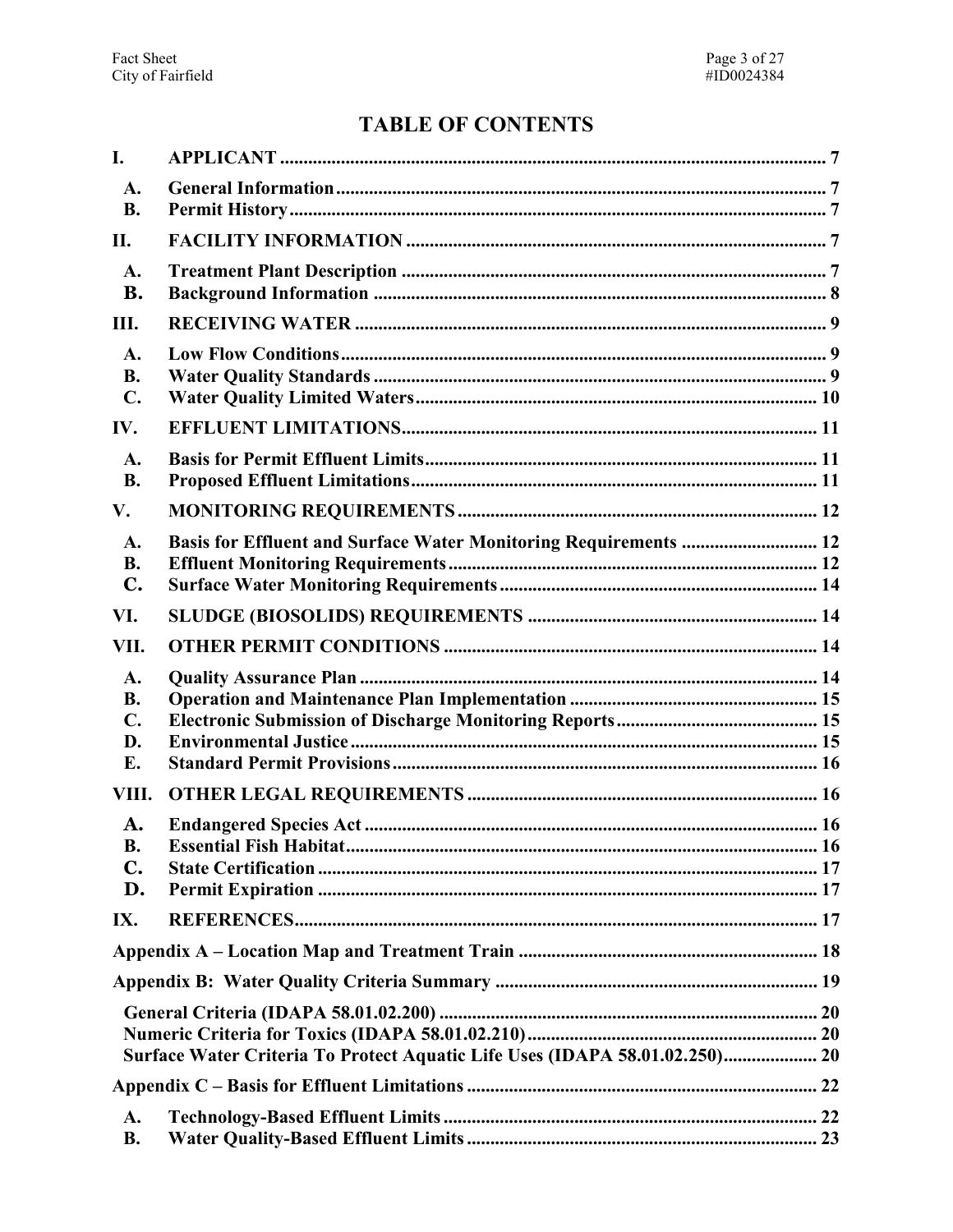# TABLE OF CONTENTS

**I. APPLICANT** ..... 7

- **A. General Information** ..... 7
- **B. Permit History** ..... 7

**II. FACILITY INFORMATION** ..... 7

- **A. Treatment Plant Description** ..... 7
- **B. Background Information** ..... 8

**III. RECEIVING WATER** ..... 9

- **A. Low Flow Conditions** ..... 9
- **B. Water Quality Standards** ..... 9
- **C. Water Quality Limited Waters** ..... 10

**IV. EFFLUENT LIMITATIONS** ..... 11

- **A. Basis for Permit Effluent Limits** ..... 11
- **B. Proposed Effluent Limitations** ..... 11

**V. MONITORING REQUIREMENTS** ..... 12

- **A. Basis for Effluent and Surface Water Monitoring Requirements** ..... 12
- **B. Effluent Monitoring Requirements** ..... 12
- **C. Surface Water Monitoring Requirements** ..... 14

**VI. SLUDGE (BIOSOLIDS) REQUIREMENTS** ..... 14

**VII. OTHER PERMIT CONDITIONS** ..... 14

- **A. Quality Assurance Plan** ..... 14
- **B. Operation and Maintenance Plan Implementation** ..... 15
- **C. Electronic Submission of Discharge Monitoring Reports** ..... 15
- **D. Environmental Justice** ..... 15
- **E. Standard Permit Provisions** ..... 16

**VIII. OTHER LEGAL REQUIREMENTS** ..... 16

- **A. Endangered Species Act** ..... 16
- **B. Essential Fish Habitat** ..... 16
- **C. State Certification** ..... 17
- **D. Permit Expiration** ..... 17

**IX. REFERENCES** ..... 17

**Appendix A – Location Map and Treatment Train** ..... 18

**Appendix B: Water Quality Criteria Summary** ..... 19

- **General Criteria (IDAPA 58.01.02.200)** ..... 20
- **Numeric Criteria for Toxics (IDAPA 58.01.02.210)** ..... 20
- **Surface Water Criteria To Protect Aquatic Life Uses (IDAPA 58.01.02.250)** ..... 20

**Appendix C – Basis for Effluent Limitations** ..... 22

- **A. Technology-Based Effluent Limits** ..... 22
- **B. Water Quality-Based Effluent Limits** ..... 23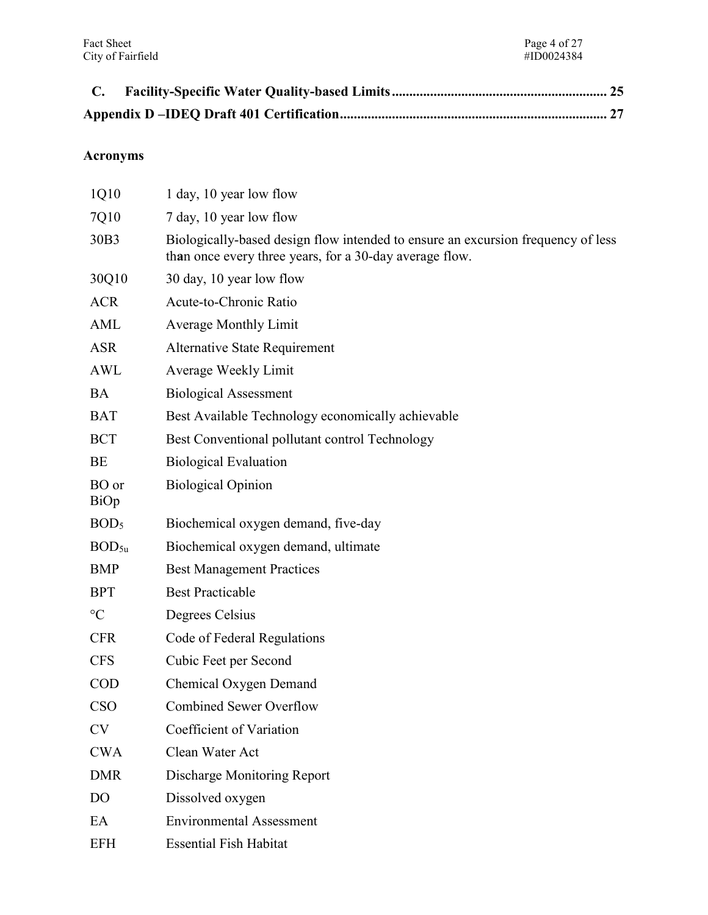| | | |
|---|---|---|
| **C.** | **Facility-Specific Water Quality-based Limits** | **25** |
| **Appendix D –IDEQ Draft 401 Certification** | | **27** |

## Acronyms

| | |
|---|---|
| 1Q10 | 1 day, 10 year low flow |
| 7Q10 | 7 day, 10 year low flow |
| 30B3 | Biologically-based design flow intended to ensure an excursion frequency of less th**a**n once every three years, for a 30-day average flow. |
| 30Q10 | 30 day, 10 year low flow |
| ACR | Acute-to-Chronic Ratio |
| AML | Average Monthly Limit |
| ASR | Alternative State Requirement |
| AWL | Average Weekly Limit |
| BA | Biological Assessment |
| BAT | Best Available Technology economically achievable |
| BCT | Best Conventional pollutant control Technology |
| BE | Biological Evaluation |
| BO or BiOp | Biological Opinion |
| $BOD_5$ | Biochemical oxygen demand, five-day |
| $BOD_{5u}$ | Biochemical oxygen demand, ultimate |
| BMP | Best Management Practices |
| BPT | Best Practicable |
| °C | Degrees Celsius |
| CFR | Code of Federal Regulations |
| CFS | Cubic Feet per Second |
| COD | Chemical Oxygen Demand |
| CSO | Combined Sewer Overflow |
| CV | Coefficient of Variation |
| CWA | Clean Water Act |
| DMR | Discharge Monitoring Report |
| DO | Dissolved oxygen |
| EA | Environmental Assessment |
| EFH | Essential Fish Habitat |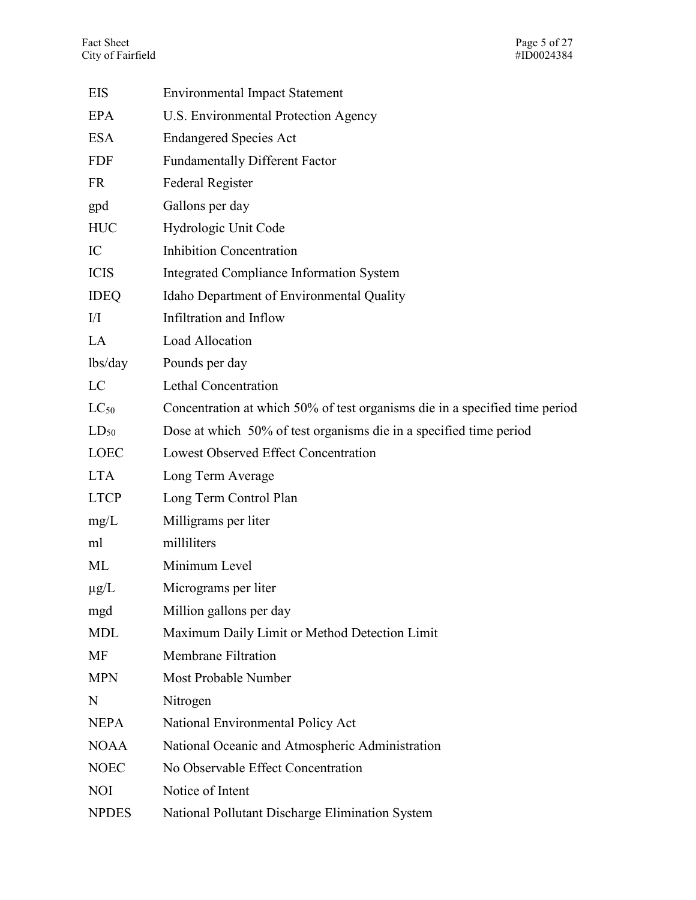| | |
|---|---|
| EIS | Environmental Impact Statement |
| EPA | U.S. Environmental Protection Agency |
| ESA | Endangered Species Act |
| FDF | Fundamentally Different Factor |
| FR | Federal Register |
| gpd | Gallons per day |
| HUC | Hydrologic Unit Code |
| IC | Inhibition Concentration |
| ICIS | Integrated Compliance Information System |
| IDEQ | Idaho Department of Environmental Quality |
| I/I | Infiltration and Inflow |
| LA | Load Allocation |
| lbs/day | Pounds per day |
| LC | Lethal Concentration |
| $LC_{50}$ | Concentration at which 50% of test organisms die in a specified time period |
| $LD_{50}$ | Dose at which 50% of test organisms die in a specified time period |
| LOEC | Lowest Observed Effect Concentration |
| LTA | Long Term Average |
| LTCP | Long Term Control Plan |
| mg/L | Milligrams per liter |
| ml | milliliters |
| ML | Minimum Level |
| µg/L | Micrograms per liter |
| mgd | Million gallons per day |
| MDL | Maximum Daily Limit or Method Detection Limit |
| MF | Membrane Filtration |
| MPN | Most Probable Number |
| N | Nitrogen |
| NEPA | National Environmental Policy Act |
| NOAA | National Oceanic and Atmospheric Administration |
| NOEC | No Observable Effect Concentration |
| NOI | Notice of Intent |
| NPDES | National Pollutant Discharge Elimination System |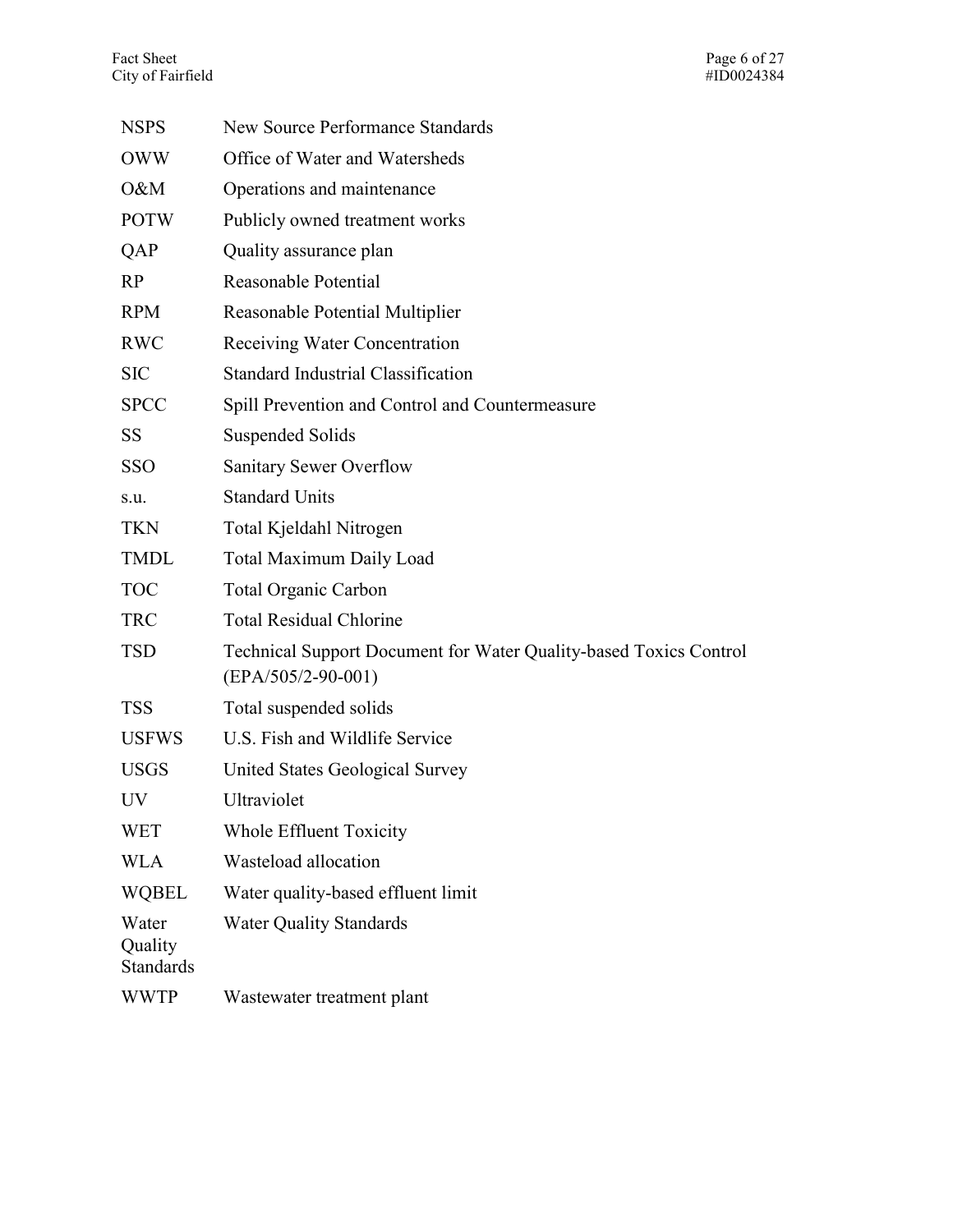| | |
|---|---|
| NSPS | New Source Performance Standards |
| OWW | Office of Water and Watersheds |
| O&M | Operations and maintenance |
| POTW | Publicly owned treatment works |
| QAP | Quality assurance plan |
| RP | Reasonable Potential |
| RPM | Reasonable Potential Multiplier |
| RWC | Receiving Water Concentration |
| SIC | Standard Industrial Classification |
| SPCC | Spill Prevention and Control and Countermeasure |
| SS | Suspended Solids |
| SSO | Sanitary Sewer Overflow |
| s.u. | Standard Units |
| TKN | Total Kjeldahl Nitrogen |
| TMDL | Total Maximum Daily Load |
| TOC | Total Organic Carbon |
| TRC | Total Residual Chlorine |
| TSD | Technical Support Document for Water Quality-based Toxics Control (EPA/505/2-90-001) |
| TSS | Total suspended solids |
| USFWS | U.S. Fish and Wildlife Service |
| USGS | United States Geological Survey |
| UV | Ultraviolet |
| WET | Whole Effluent Toxicity |
| WLA | Wasteload allocation |
| WQBEL | Water quality-based effluent limit |
| Water Quality Standards | Water Quality Standards |
| WWTP | Wastewater treatment plant |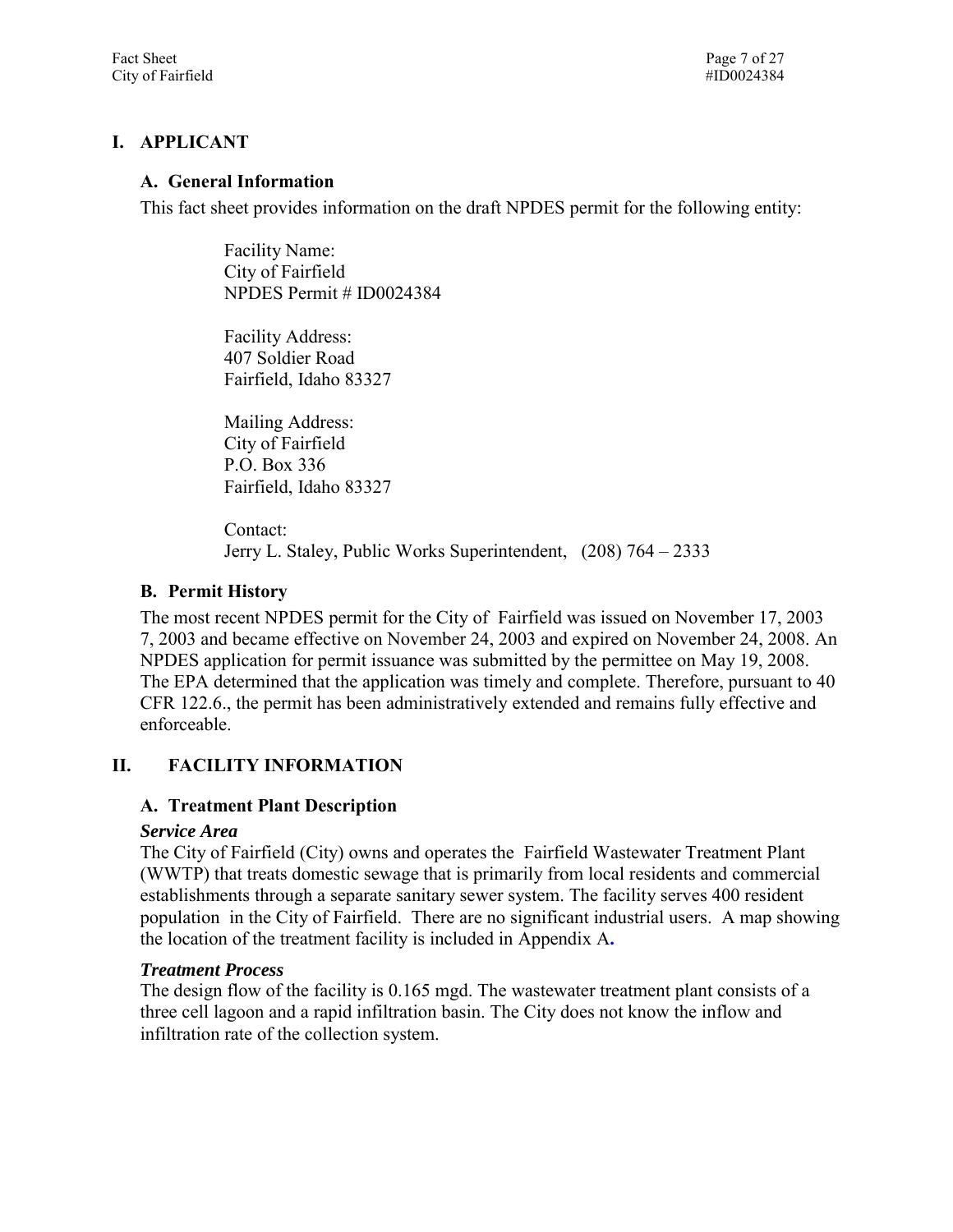# I. APPLICANT

## A. General Information

This fact sheet provides information on the draft NPDES permit for the following entity:

Facility Name:
City of Fairfield
NPDES Permit # ID0024384

Facility Address:
407 Soldier Road
Fairfield, Idaho 83327

Mailing Address:
City of Fairfield
P.O. Box 336
Fairfield, Idaho 83327

Contact:
Jerry L. Staley, Public Works Superintendent, (208) 764 – 2333

## B. Permit History

The most recent NPDES permit for the City of Fairfield was issued on November 17, 2003 7, 2003 and became effective on November 24, 2003 and expired on November 24, 2008. An NPDES application for permit issuance was submitted by the permittee on May 19, 2008. The EPA determined that the application was timely and complete. Therefore, pursuant to 40 CFR 122.6., the permit has been administratively extended and remains fully effective and enforceable.

# II. FACILITY INFORMATION

## A. Treatment Plant Description

### *Service Area*

The City of Fairfield (City) owns and operates the Fairfield Wastewater Treatment Plant (WWTP) that treats domestic sewage that is primarily from local residents and commercial establishments through a separate sanitary sewer system. The facility serves 400 resident population in the City of Fairfield. There are no significant industrial users. A map showing the location of the treatment facility is included in Appendix A.

### *Treatment Process*

The design flow of the facility is 0.165 mgd. The wastewater treatment plant consists of a three cell lagoon and a rapid infiltration basin. The City does not know the inflow and infiltration rate of the collection system.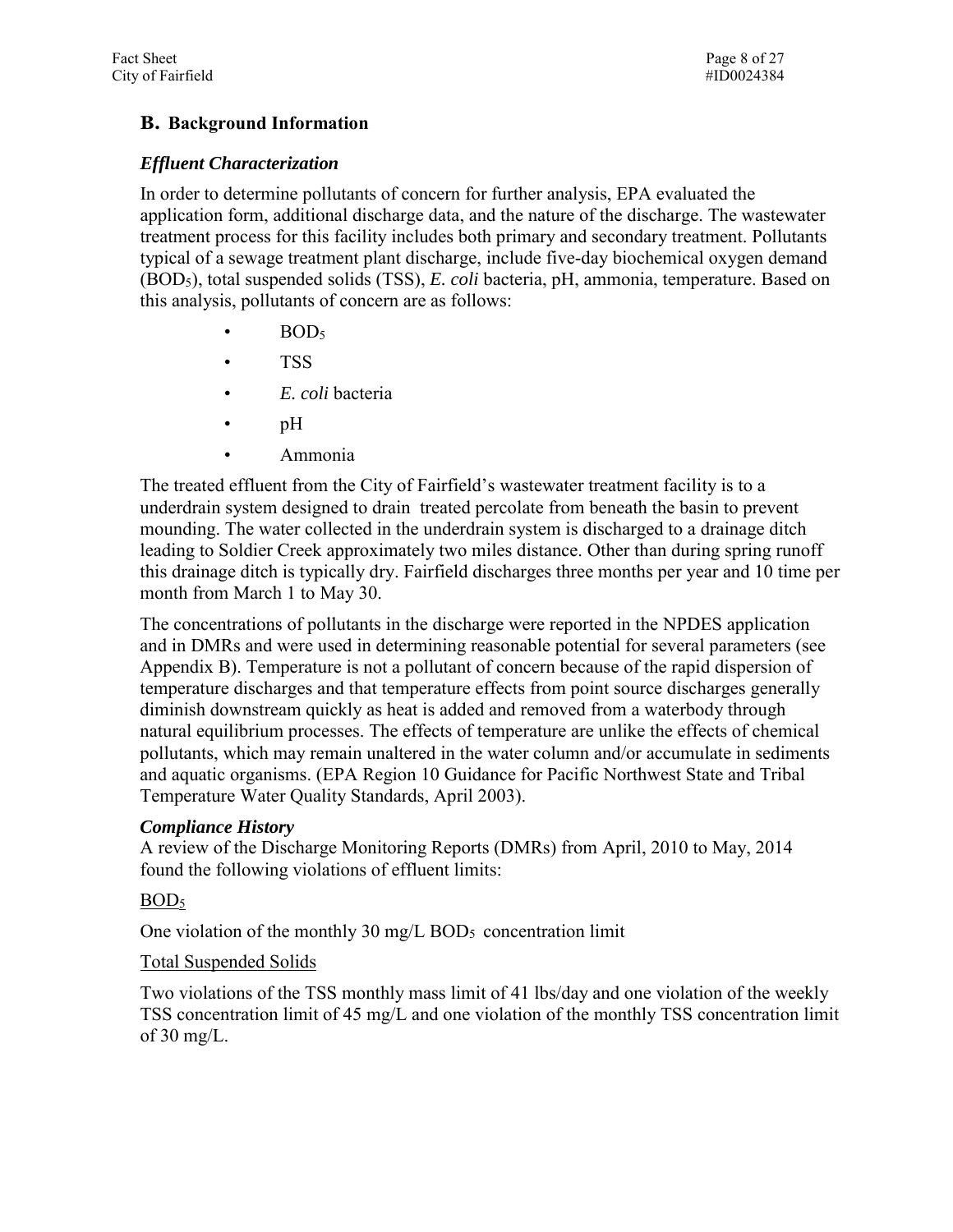## B. Background Information

### *Effluent Characterization*

In order to determine pollutants of concern for further analysis, EPA evaluated the application form, additional discharge data, and the nature of the discharge. The wastewater treatment process for this facility includes both primary and secondary treatment. Pollutants typical of a sewage treatment plant discharge, include five-day biochemical oxygen demand ($BOD_5$), total suspended solids (TSS), *E. coli* bacteria, pH, ammonia, temperature. Based on this analysis, pollutants of concern are as follows:

- $BOD_5$
- TSS
- *E. coli* bacteria
- pH
- Ammonia

The treated effluent from the City of Fairfield's wastewater treatment facility is to a underdrain system designed to drain treated percolate from beneath the basin to prevent mounding. The water collected in the underdrain system is discharged to a drainage ditch leading to Soldier Creek approximately two miles distance. Other than during spring runoff this drainage ditch is typically dry. Fairfield discharges three months per year and 10 time per month from March 1 to May 30.

The concentrations of pollutants in the discharge were reported in the NPDES application and in DMRs and were used in determining reasonable potential for several parameters (see Appendix B). Temperature is not a pollutant of concern because of the rapid dispersion of temperature discharges and that temperature effects from point source discharges generally diminish downstream quickly as heat is added and removed from a waterbody through natural equilibrium processes. The effects of temperature are unlike the effects of chemical pollutants, which may remain unaltered in the water column and/or accumulate in sediments and aquatic organisms. (EPA Region 10 Guidance for Pacific Northwest State and Tribal Temperature Water Quality Standards, April 2003).

### *Compliance History*

A review of the Discharge Monitoring Reports (DMRs) from April, 2010 to May, 2014 found the following violations of effluent limits:

<u>$BOD_5$</u>

One violation of the monthly 30 mg/L $BOD_5$ concentration limit

<u>Total Suspended Solids</u>

Two violations of the TSS monthly mass limit of 41 lbs/day and one violation of the weekly TSS concentration limit of 45 mg/L and one violation of the monthly TSS concentration limit of 30 mg/L.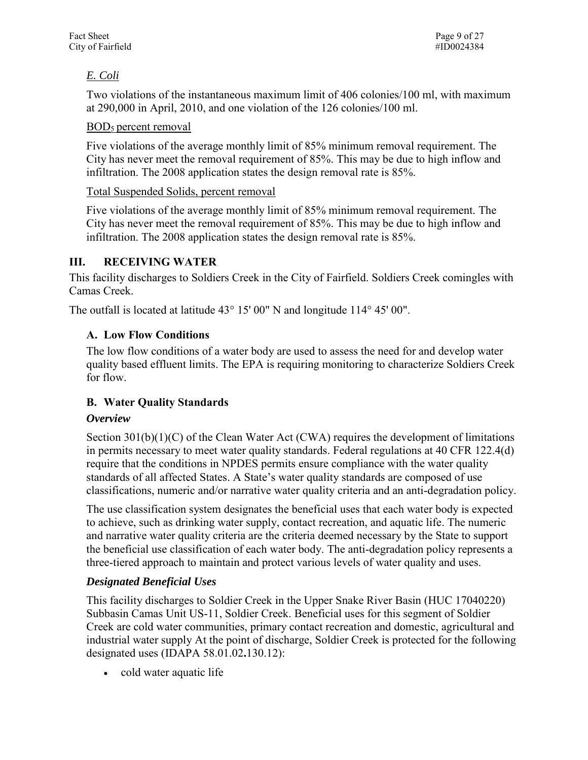*E. Coli*

Two violations of the instantaneous maximum limit of 406 colonies/100 ml, with maximum at 290,000 in April, 2010, and one violation of the 126 colonies/100 ml.

$BOD_5$ percent removal

Five violations of the average monthly limit of 85% minimum removal requirement. The City has never meet the removal requirement of 85%. This may be due to high inflow and infiltration. The 2008 application states the design removal rate is 85%.

Total Suspended Solids, percent removal

Five violations of the average monthly limit of 85% minimum removal requirement. The City has never meet the removal requirement of 85%. This may be due to high inflow and infiltration. The 2008 application states the design removal rate is 85%.

## III. RECEIVING WATER

This facility discharges to Soldiers Creek in the City of Fairfield. Soldiers Creek comingles with Camas Creek.

The outfall is located at latitude 43° 15' 00" N and longitude 114° 45' 00".

### A. Low Flow Conditions

The low flow conditions of a water body are used to assess the need for and develop water quality based effluent limits. The EPA is requiring monitoring to characterize Soldiers Creek for flow.

### B. Water Quality Standards

***Overview***

Section 301(b)(1)(C) of the Clean Water Act (CWA) requires the development of limitations in permits necessary to meet water quality standards. Federal regulations at 40 CFR 122.4(d) require that the conditions in NPDES permits ensure compliance with the water quality standards of all affected States. A State's water quality standards are composed of use classifications, numeric and/or narrative water quality criteria and an anti-degradation policy.

The use classification system designates the beneficial uses that each water body is expected to achieve, such as drinking water supply, contact recreation, and aquatic life. The numeric and narrative water quality criteria are the criteria deemed necessary by the State to support the beneficial use classification of each water body. The anti-degradation policy represents a three-tiered approach to maintain and protect various levels of water quality and uses.

***Designated Beneficial Uses***

This facility discharges to Soldier Creek in the Upper Snake River Basin (HUC 17040220) Subbasin Camas Unit US-11, Soldier Creek. Beneficial uses for this segment of Soldier Creek are cold water communities, primary contact recreation and domestic, agricultural and industrial water supply At the point of discharge, Soldier Creek is protected for the following designated uses (IDAPA 58.01.02**.**130.12):

- cold water aquatic life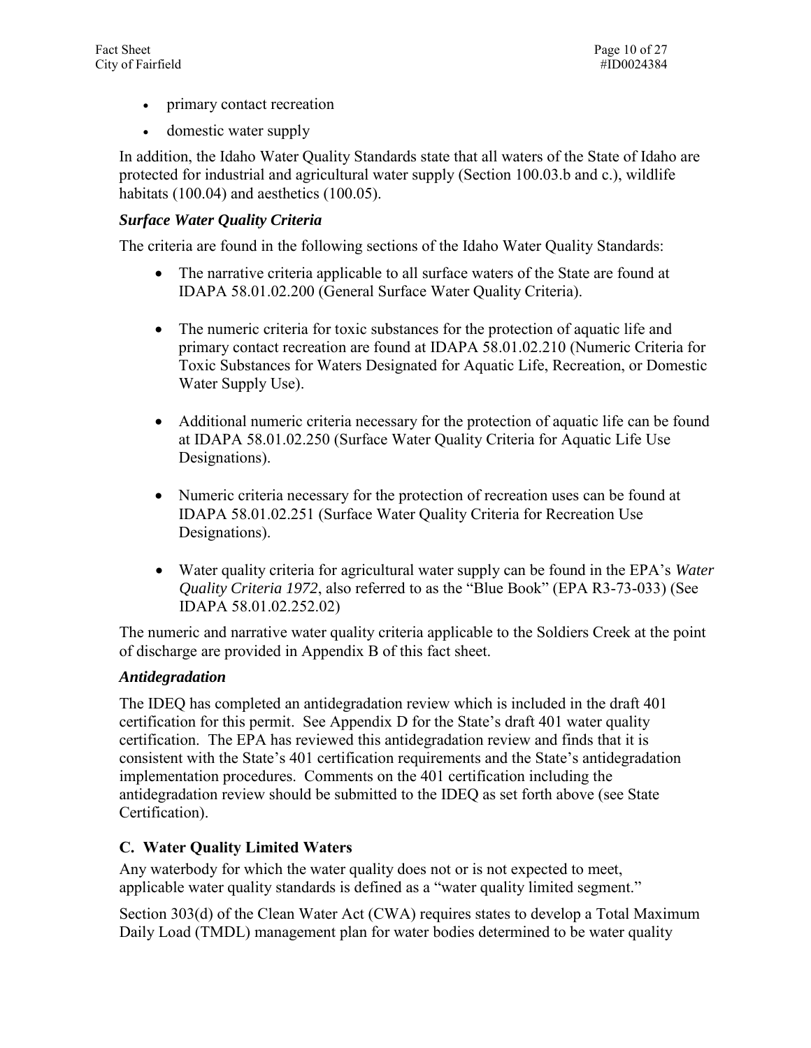- primary contact recreation
- domestic water supply

In addition, the Idaho Water Quality Standards state that all waters of the State of Idaho are protected for industrial and agricultural water supply (Section 100.03.b and c.), wildlife habitats (100.04) and aesthetics (100.05).

### *Surface Water Quality Criteria*

The criteria are found in the following sections of the Idaho Water Quality Standards:

- The narrative criteria applicable to all surface waters of the State are found at IDAPA 58.01.02.200 (General Surface Water Quality Criteria).

- The numeric criteria for toxic substances for the protection of aquatic life and primary contact recreation are found at IDAPA 58.01.02.210 (Numeric Criteria for Toxic Substances for Waters Designated for Aquatic Life, Recreation, or Domestic Water Supply Use).

- Additional numeric criteria necessary for the protection of aquatic life can be found at IDAPA 58.01.02.250 (Surface Water Quality Criteria for Aquatic Life Use Designations).

- Numeric criteria necessary for the protection of recreation uses can be found at IDAPA 58.01.02.251 (Surface Water Quality Criteria for Recreation Use Designations).

- Water quality criteria for agricultural water supply can be found in the EPA's *Water Quality Criteria 1972*, also referred to as the "Blue Book" (EPA R3-73-033) (See IDAPA 58.01.02.252.02)

The numeric and narrative water quality criteria applicable to the Soldiers Creek at the point of discharge are provided in Appendix B of this fact sheet.

### *Antidegradation*

The IDEQ has completed an antidegradation review which is included in the draft 401 certification for this permit. See Appendix D for the State's draft 401 water quality certification. The EPA has reviewed this antidegradation review and finds that it is consistent with the State's 401 certification requirements and the State's antidegradation implementation procedures. Comments on the 401 certification including the antidegradation review should be submitted to the IDEQ as set forth above (see State Certification).

## C. Water Quality Limited Waters

Any waterbody for which the water quality does not or is not expected to meet, applicable water quality standards is defined as a "water quality limited segment."

Section 303(d) of the Clean Water Act (CWA) requires states to develop a Total Maximum Daily Load (TMDL) management plan for water bodies determined to be water quality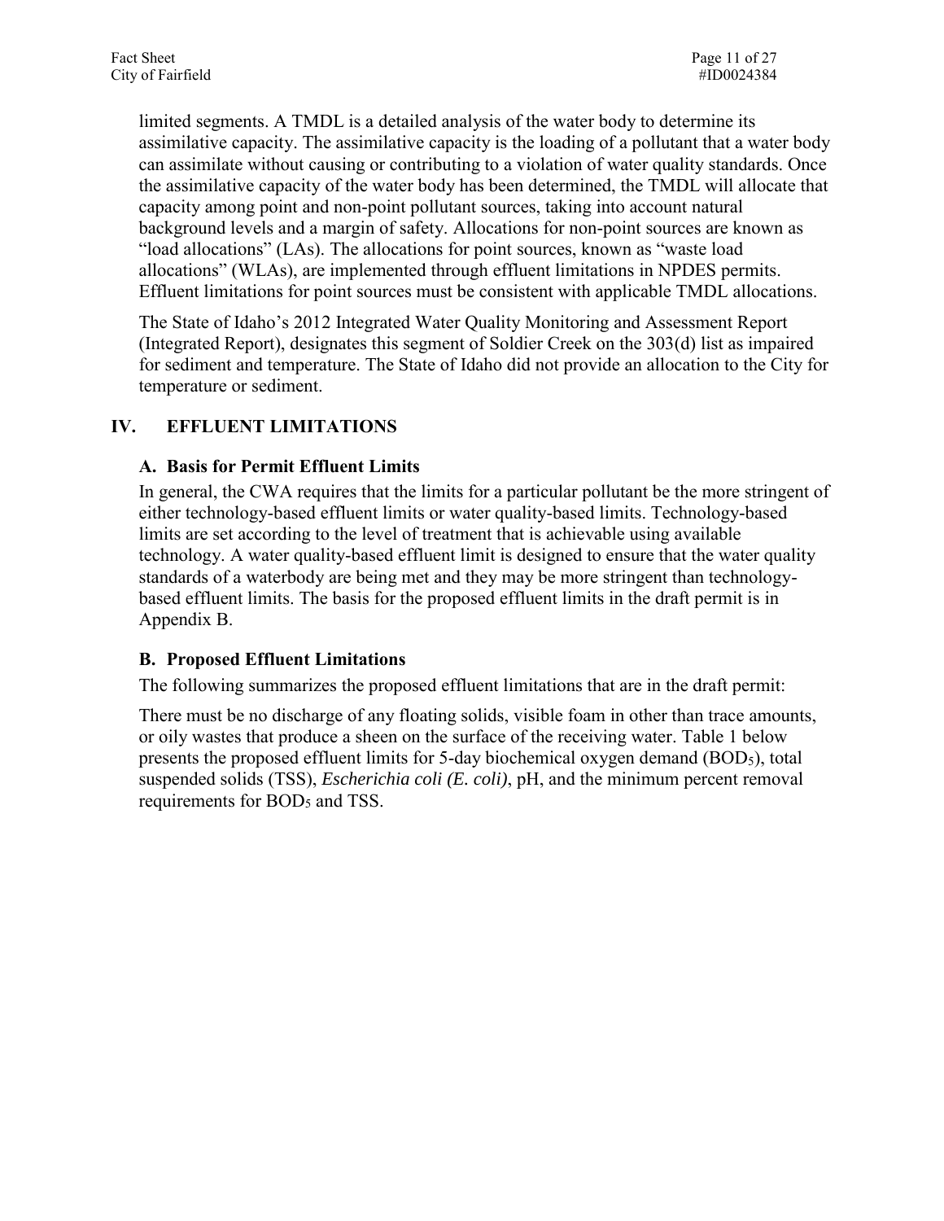limited segments. A TMDL is a detailed analysis of the water body to determine its assimilative capacity. The assimilative capacity is the loading of a pollutant that a water body can assimilate without causing or contributing to a violation of water quality standards. Once the assimilative capacity of the water body has been determined, the TMDL will allocate that capacity among point and non-point pollutant sources, taking into account natural background levels and a margin of safety. Allocations for non-point sources are known as "load allocations" (LAs). The allocations for point sources, known as "waste load allocations" (WLAs), are implemented through effluent limitations in NPDES permits. Effluent limitations for point sources must be consistent with applicable TMDL allocations.

The State of Idaho's 2012 Integrated Water Quality Monitoring and Assessment Report (Integrated Report), designates this segment of Soldier Creek on the 303(d) list as impaired for sediment and temperature. The State of Idaho did not provide an allocation to the City for temperature or sediment.

## IV. EFFLUENT LIMITATIONS

### A. Basis for Permit Effluent Limits

In general, the CWA requires that the limits for a particular pollutant be the more stringent of either technology-based effluent limits or water quality-based limits. Technology-based limits are set according to the level of treatment that is achievable using available technology. A water quality-based effluent limit is designed to ensure that the water quality standards of a waterbody are being met and they may be more stringent than technology-based effluent limits. The basis for the proposed effluent limits in the draft permit is in Appendix B.

### B. Proposed Effluent Limitations

The following summarizes the proposed effluent limitations that are in the draft permit:

There must be no discharge of any floating solids, visible foam in other than trace amounts, or oily wastes that produce a sheen on the surface of the receiving water. Table 1 below presents the proposed effluent limits for 5-day biochemical oxygen demand ($BOD_5$), total suspended solids (TSS), *Escherichia coli (E. coli)*, pH, and the minimum percent removal requirements for $BOD_5$ and TSS.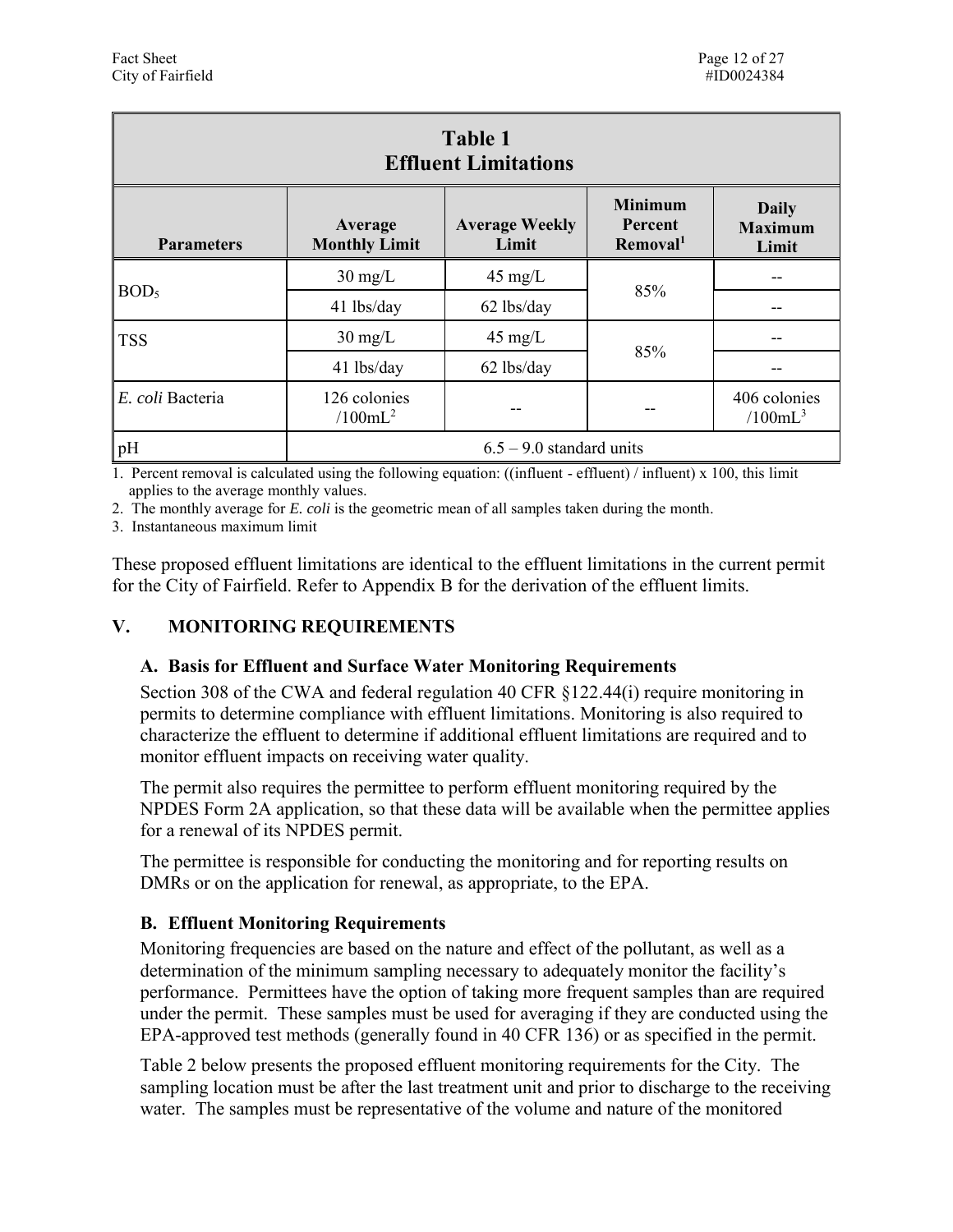**Table 1**
**Effluent Limitations**

| Parameters | Average Monthly Limit | Average Weekly Limit | Minimum Percent Removal[1] | Daily Maximum Limit |
|---|---|---|---|---|
| $BOD_5$ | 30 mg/L | 45 mg/L | 85% | -- |
| | 41 lbs/day | 62 lbs/day | | -- |
| TSS | 30 mg/L | 45 mg/L | 85% | -- |
| | 41 lbs/day | 62 lbs/day | | -- |
| *E. coli* Bacteria | 126 colonies /100mL[2] | -- | -- | 406 colonies /100mL[3] |
| pH | 6.5 – 9.0 standard units | | | |

1. Percent removal is calculated using the following equation: ((influent - effluent) / influent) x 100, this limit applies to the average monthly values.
2. The monthly average for *E. coli* is the geometric mean of all samples taken during the month.
3. Instantaneous maximum limit

These proposed effluent limitations are identical to the effluent limitations in the current permit for the City of Fairfield. Refer to Appendix B for the derivation of the effluent limits.

## V. MONITORING REQUIREMENTS

### A. Basis for Effluent and Surface Water Monitoring Requirements

Section 308 of the CWA and federal regulation 40 CFR §122.44(i) require monitoring in permits to determine compliance with effluent limitations. Monitoring is also required to characterize the effluent to determine if additional effluent limitations are required and to monitor effluent impacts on receiving water quality.

The permit also requires the permittee to perform effluent monitoring required by the NPDES Form 2A application, so that these data will be available when the permittee applies for a renewal of its NPDES permit.

The permittee is responsible for conducting the monitoring and for reporting results on DMRs or on the application for renewal, as appropriate, to the EPA.

### B. Effluent Monitoring Requirements

Monitoring frequencies are based on the nature and effect of the pollutant, as well as a determination of the minimum sampling necessary to adequately monitor the facility's performance. Permittees have the option of taking more frequent samples than are required under the permit. These samples must be used for averaging if they are conducted using the EPA-approved test methods (generally found in 40 CFR 136) or as specified in the permit.

Table 2 below presents the proposed effluent monitoring requirements for the City. The sampling location must be after the last treatment unit and prior to discharge to the receiving water. The samples must be representative of the volume and nature of the monitored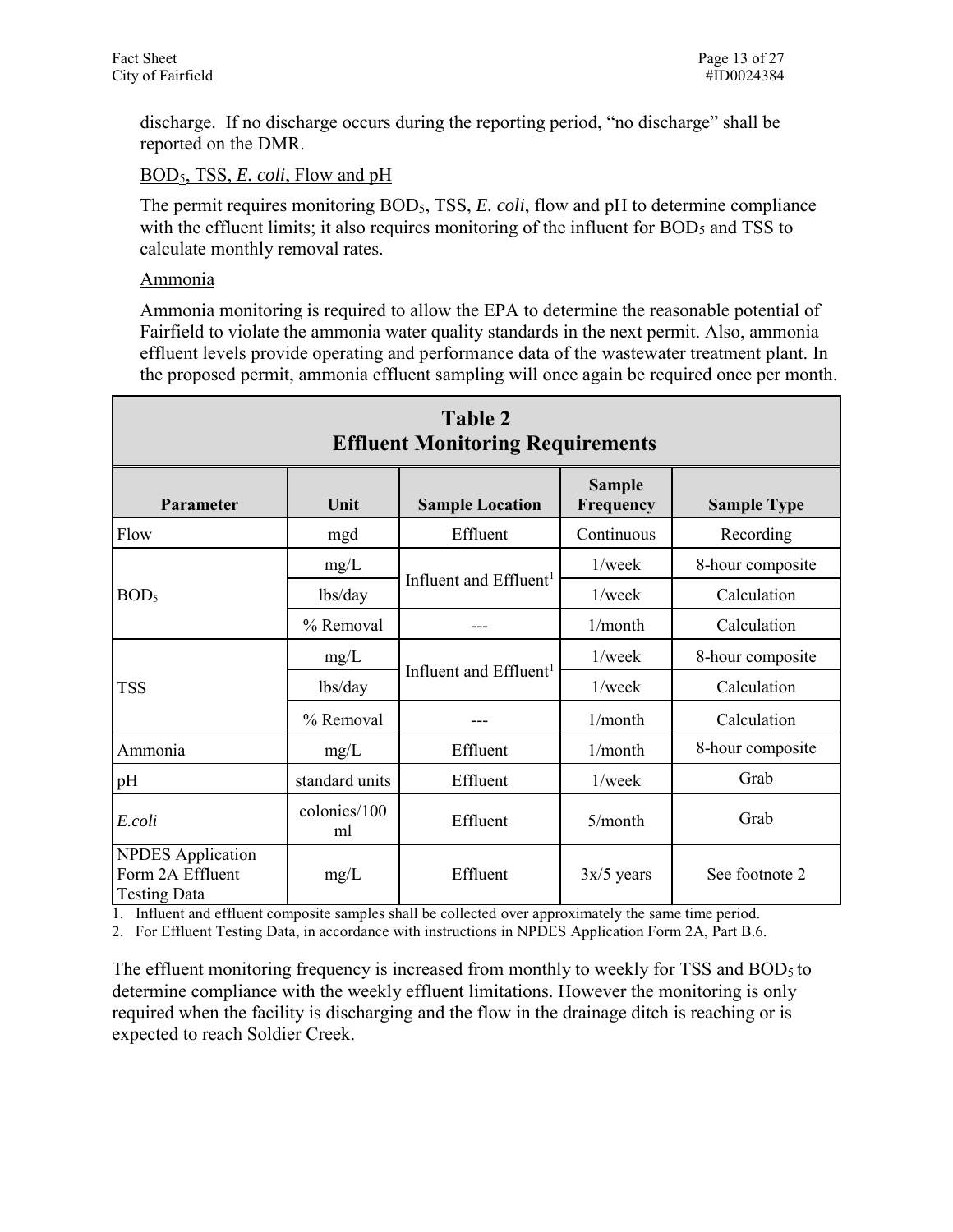discharge. If no discharge occurs during the reporting period, "no discharge" shall be reported on the DMR.

$BOD_5$, TSS, *E. coli*, Flow and pH

The permit requires monitoring $BOD_5$, TSS, *E. coli*, flow and pH to determine compliance with the effluent limits; it also requires monitoring of the influent for $BOD_5$ and TSS to calculate monthly removal rates.

Ammonia

Ammonia monitoring is required to allow the EPA to determine the reasonable potential of Fairfield to violate the ammonia water quality standards in the next permit. Also, ammonia effluent levels provide operating and performance data of the wastewater treatment plant. In the proposed permit, ammonia effluent sampling will once again be required once per month.

**Table 2**
**Effluent Monitoring Requirements**

| Parameter | Unit | Sample Location | Sample Frequency | Sample Type |
|---|---|---|---|---|
| Flow | mgd | Effluent | Continuous | Recording |
| $BOD_5$ | mg/L | Influent and Effluent[1] | 1/week | 8-hour composite |
| | lbs/day | | 1/week | Calculation |
| | % Removal | --- | 1/month | Calculation |
| TSS | mg/L | Influent and Effluent[1] | 1/week | 8-hour composite |
| | lbs/day | | 1/week | Calculation |
| | % Removal | --- | 1/month | Calculation |
| Ammonia | mg/L | Effluent | 1/month | 8-hour composite |
| pH | standard units | Effluent | 1/week | Grab |
| *E.coli* | colonies/100 ml | Effluent | 5/month | Grab |
| NPDES Application Form 2A Effluent Testing Data | mg/L | Effluent | 3x/5 years | See footnote 2 |

1. Influent and effluent composite samples shall be collected over approximately the same time period.
2. For Effluent Testing Data, in accordance with instructions in NPDES Application Form 2A, Part B.6.

The effluent monitoring frequency is increased from monthly to weekly for TSS and $BOD_5$ to determine compliance with the weekly effluent limitations. However the monitoring is only required when the facility is discharging and the flow in the drainage ditch is reaching or is expected to reach Soldier Creek.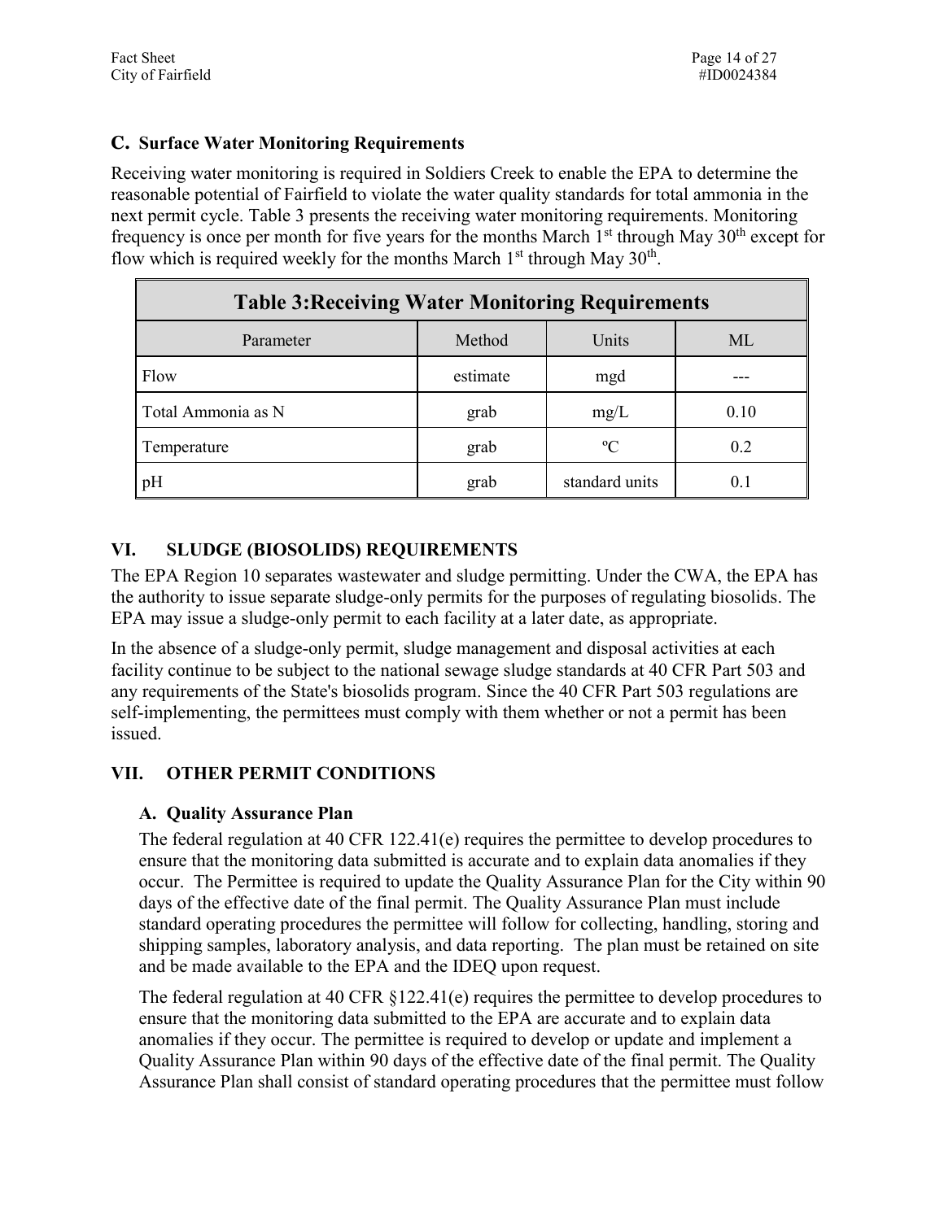### C. Surface Water Monitoring Requirements

Receiving water monitoring is required in Soldiers Creek to enable the EPA to determine the reasonable potential of Fairfield to violate the water quality standards for total ammonia in the next permit cycle. Table 3 presents the receiving water monitoring requirements. Monitoring frequency is once per month for five years for the months March 1st through May 30th except for flow which is required weekly for the months March 1st through May 30th.

| Table 3:Receiving Water Monitoring Requirements | | | |
|---|---|---|---|
| Parameter | Method | Units | ML |
| Flow | estimate | mgd | --- |
| Total Ammonia as N | grab | mg/L | 0.10 |
| Temperature | grab | ºC | 0.2 |
| pH | grab | standard units | 0.1 |

## VI. SLUDGE (BIOSOLIDS) REQUIREMENTS

The EPA Region 10 separates wastewater and sludge permitting. Under the CWA, the EPA has the authority to issue separate sludge-only permits for the purposes of regulating biosolids. The EPA may issue a sludge-only permit to each facility at a later date, as appropriate.

In the absence of a sludge-only permit, sludge management and disposal activities at each facility continue to be subject to the national sewage sludge standards at 40 CFR Part 503 and any requirements of the State's biosolids program. Since the 40 CFR Part 503 regulations are self-implementing, the permittees must comply with them whether or not a permit has been issued.

## VII. OTHER PERMIT CONDITIONS

### A. Quality Assurance Plan

The federal regulation at 40 CFR 122.41(e) requires the permittee to develop procedures to ensure that the monitoring data submitted is accurate and to explain data anomalies if they occur. The Permittee is required to update the Quality Assurance Plan for the City within 90 days of the effective date of the final permit. The Quality Assurance Plan must include standard operating procedures the permittee will follow for collecting, handling, storing and shipping samples, laboratory analysis, and data reporting. The plan must be retained on site and be made available to the EPA and the IDEQ upon request.

The federal regulation at 40 CFR §122.41(e) requires the permittee to develop procedures to ensure that the monitoring data submitted to the EPA are accurate and to explain data anomalies if they occur. The permittee is required to develop or update and implement a Quality Assurance Plan within 90 days of the effective date of the final permit. The Quality Assurance Plan shall consist of standard operating procedures that the permittee must follow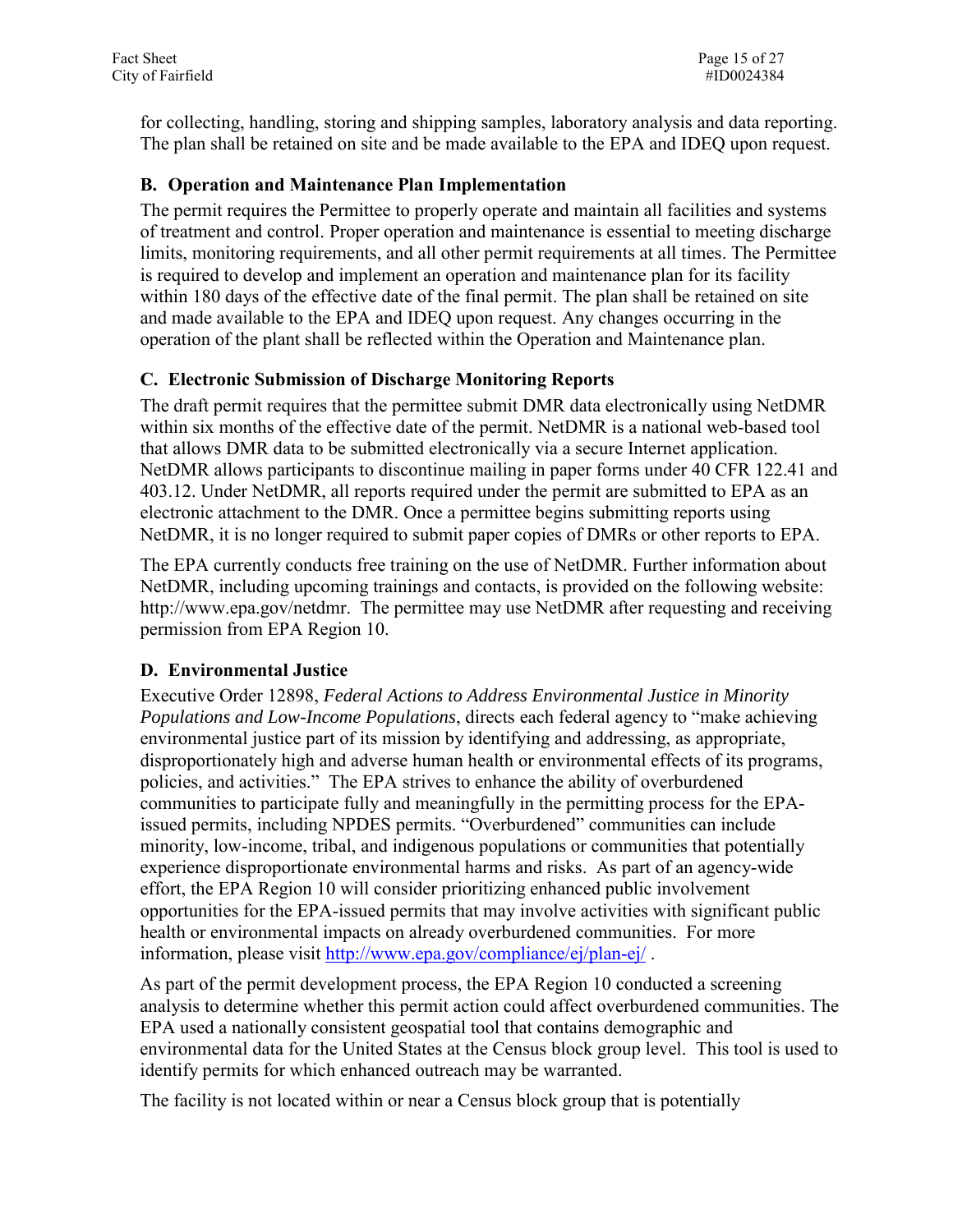for collecting, handling, storing and shipping samples, laboratory analysis and data reporting. The plan shall be retained on site and be made available to the EPA and IDEQ upon request.

### B. Operation and Maintenance Plan Implementation

The permit requires the Permittee to properly operate and maintain all facilities and systems of treatment and control. Proper operation and maintenance is essential to meeting discharge limits, monitoring requirements, and all other permit requirements at all times. The Permittee is required to develop and implement an operation and maintenance plan for its facility within 180 days of the effective date of the final permit. The plan shall be retained on site and made available to the EPA and IDEQ upon request. Any changes occurring in the operation of the plant shall be reflected within the Operation and Maintenance plan.

### C. Electronic Submission of Discharge Monitoring Reports

The draft permit requires that the permittee submit DMR data electronically using NetDMR within six months of the effective date of the permit. NetDMR is a national web-based tool that allows DMR data to be submitted electronically via a secure Internet application. NetDMR allows participants to discontinue mailing in paper forms under 40 CFR 122.41 and 403.12. Under NetDMR, all reports required under the permit are submitted to EPA as an electronic attachment to the DMR. Once a permittee begins submitting reports using NetDMR, it is no longer required to submit paper copies of DMRs or other reports to EPA.

The EPA currently conducts free training on the use of NetDMR. Further information about NetDMR, including upcoming trainings and contacts, is provided on the following website: http://www.epa.gov/netdmr. The permittee may use NetDMR after requesting and receiving permission from EPA Region 10.

### D. Environmental Justice

Executive Order 12898, *Federal Actions to Address Environmental Justice in Minority Populations and Low-Income Populations*, directs each federal agency to "make achieving environmental justice part of its mission by identifying and addressing, as appropriate, disproportionately high and adverse human health or environmental effects of its programs, policies, and activities." The EPA strives to enhance the ability of overburdened communities to participate fully and meaningfully in the permitting process for the EPA-issued permits, including NPDES permits. "Overburdened" communities can include minority, low-income, tribal, and indigenous populations or communities that potentially experience disproportionate environmental harms and risks. As part of an agency-wide effort, the EPA Region 10 will consider prioritizing enhanced public involvement opportunities for the EPA-issued permits that may involve activities with significant public health or environmental impacts on already overburdened communities. For more information, please visit http://www.epa.gov/compliance/ej/plan-ej/ .

As part of the permit development process, the EPA Region 10 conducted a screening analysis to determine whether this permit action could affect overburdened communities. The EPA used a nationally consistent geospatial tool that contains demographic and environmental data for the United States at the Census block group level. This tool is used to identify permits for which enhanced outreach may be warranted.

The facility is not located within or near a Census block group that is potentially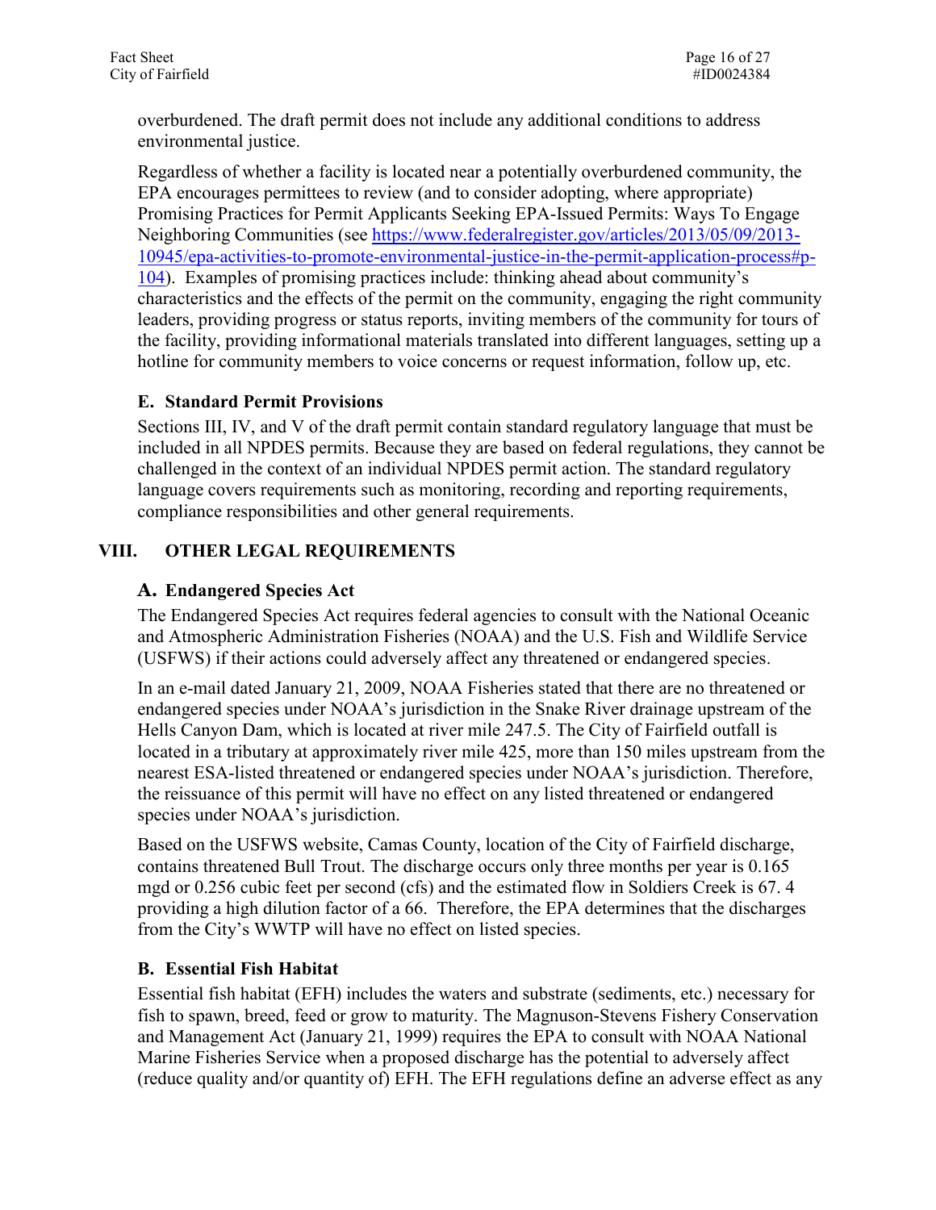overburdened. The draft permit does not include any additional conditions to address environmental justice.

Regardless of whether a facility is located near a potentially overburdened community, the EPA encourages permittees to review (and to consider adopting, where appropriate) Promising Practices for Permit Applicants Seeking EPA-Issued Permits: Ways To Engage Neighboring Communities (see https://www.federalregister.gov/articles/2013/05/09/2013-10945/epa-activities-to-promote-environmental-justice-in-the-permit-application-process#p-104). Examples of promising practices include: thinking ahead about community's characteristics and the effects of the permit on the community, engaging the right community leaders, providing progress or status reports, inviting members of the community for tours of the facility, providing informational materials translated into different languages, setting up a hotline for community members to voice concerns or request information, follow up, etc.

### E. Standard Permit Provisions

Sections III, IV, and V of the draft permit contain standard regulatory language that must be included in all NPDES permits. Because they are based on federal regulations, they cannot be challenged in the context of an individual NPDES permit action. The standard regulatory language covers requirements such as monitoring, recording and reporting requirements, compliance responsibilities and other general requirements.

## VIII. OTHER LEGAL REQUIREMENTS

### A. Endangered Species Act

The Endangered Species Act requires federal agencies to consult with the National Oceanic and Atmospheric Administration Fisheries (NOAA) and the U.S. Fish and Wildlife Service (USFWS) if their actions could adversely affect any threatened or endangered species.

In an e-mail dated January 21, 2009, NOAA Fisheries stated that there are no threatened or endangered species under NOAA's jurisdiction in the Snake River drainage upstream of the Hells Canyon Dam, which is located at river mile 247.5. The City of Fairfield outfall is located in a tributary at approximately river mile 425, more than 150 miles upstream from the nearest ESA-listed threatened or endangered species under NOAA's jurisdiction. Therefore, the reissuance of this permit will have no effect on any listed threatened or endangered species under NOAA's jurisdiction.

Based on the USFWS website, Camas County, location of the City of Fairfield discharge, contains threatened Bull Trout. The discharge occurs only three months per year is 0.165 mgd or 0.256 cubic feet per second (cfs) and the estimated flow in Soldiers Creek is 67. 4 providing a high dilution factor of a 66. Therefore, the EPA determines that the discharges from the City's WWTP will have no effect on listed species.

### B. Essential Fish Habitat

Essential fish habitat (EFH) includes the waters and substrate (sediments, etc.) necessary for fish to spawn, breed, feed or grow to maturity. The Magnuson-Stevens Fishery Conservation and Management Act (January 21, 1999) requires the EPA to consult with NOAA National Marine Fisheries Service when a proposed discharge has the potential to adversely affect (reduce quality and/or quantity of) EFH. The EFH regulations define an adverse effect as any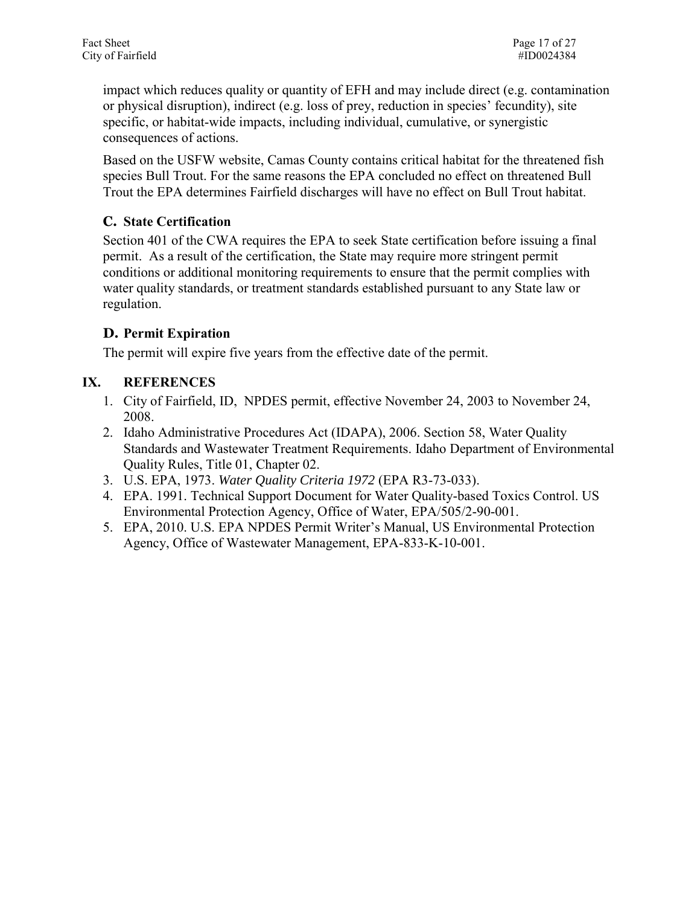impact which reduces quality or quantity of EFH and may include direct (e.g. contamination or physical disruption), indirect (e.g. loss of prey, reduction in species' fecundity), site specific, or habitat-wide impacts, including individual, cumulative, or synergistic consequences of actions.

Based on the USFW website, Camas County contains critical habitat for the threatened fish species Bull Trout. For the same reasons the EPA concluded no effect on threatened Bull Trout the EPA determines Fairfield discharges will have no effect on Bull Trout habitat.

### C. State Certification

Section 401 of the CWA requires the EPA to seek State certification before issuing a final permit. As a result of the certification, the State may require more stringent permit conditions or additional monitoring requirements to ensure that the permit complies with water quality standards, or treatment standards established pursuant to any State law or regulation.

### D. Permit Expiration

The permit will expire five years from the effective date of the permit.

## IX. REFERENCES

1. City of Fairfield, ID, NPDES permit, effective November 24, 2003 to November 24, 2008.
2. Idaho Administrative Procedures Act (IDAPA), 2006. Section 58, Water Quality Standards and Wastewater Treatment Requirements. Idaho Department of Environmental Quality Rules, Title 01, Chapter 02.
3. U.S. EPA, 1973. *Water Quality Criteria 1972* (EPA R3-73-033).
4. EPA. 1991. Technical Support Document for Water Quality-based Toxics Control. US Environmental Protection Agency, Office of Water, EPA/505/2-90-001.
5. EPA, 2010. U.S. EPA NPDES Permit Writer's Manual, US Environmental Protection Agency, Office of Wastewater Management, EPA-833-K-10-001.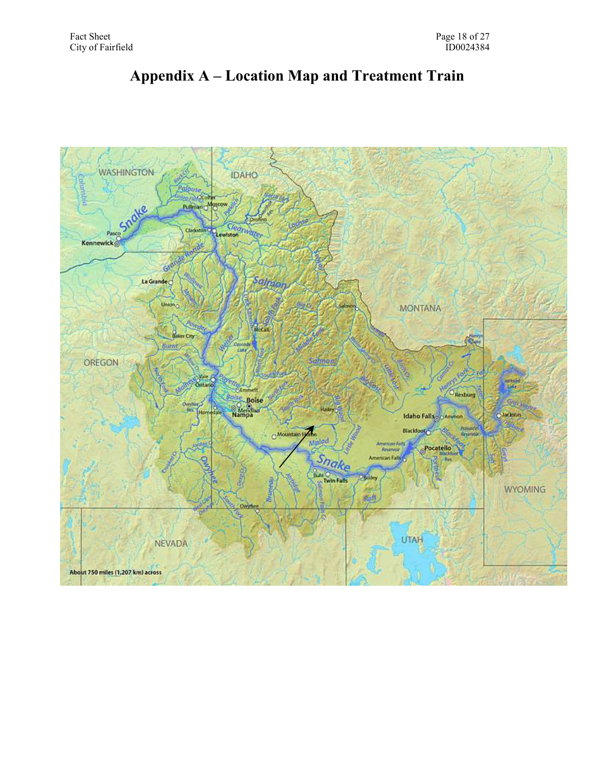# Appendix A – Location Map and Treatment Train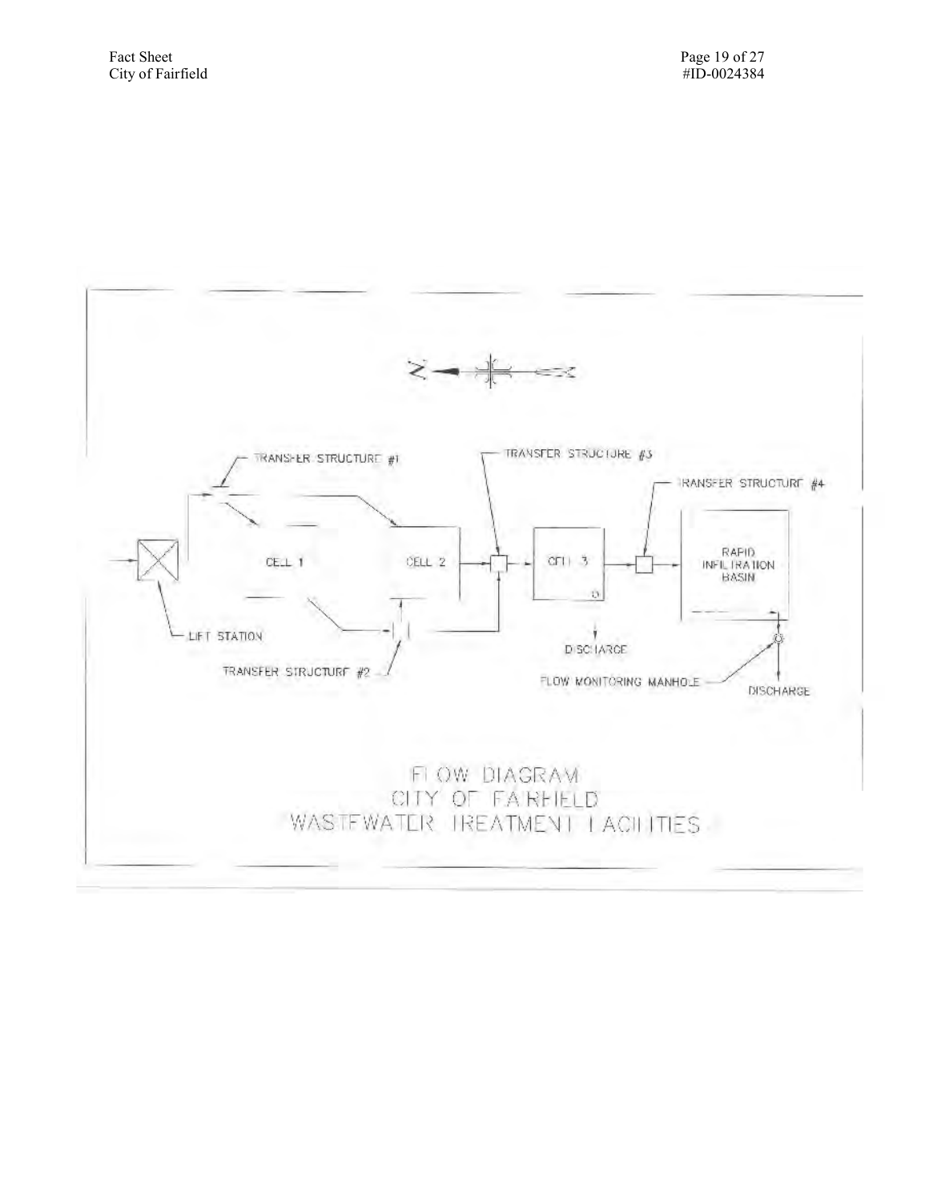FLOW DIAGRAM
CITY OF FAIRFIELD
WASTEWATER TREATMENT FACILITIES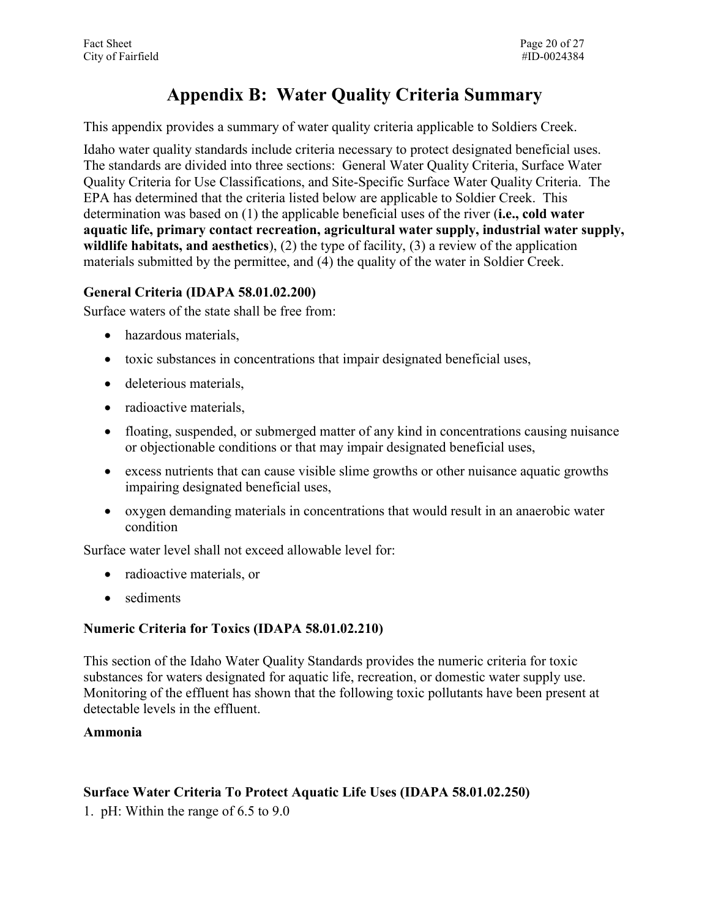# Appendix B: Water Quality Criteria Summary

This appendix provides a summary of water quality criteria applicable to Soldiers Creek.

Idaho water quality standards include criteria necessary to protect designated beneficial uses. The standards are divided into three sections: General Water Quality Criteria, Surface Water Quality Criteria for Use Classifications, and Site-Specific Surface Water Quality Criteria. The EPA has determined that the criteria listed below are applicable to Soldier Creek. This determination was based on (1) the applicable beneficial uses of the river (**i.e., cold water aquatic life, primary contact recreation, agricultural water supply, industrial water supply, wildlife habitats, and aesthetics**), (2) the type of facility, (3) a review of the application materials submitted by the permittee, and (4) the quality of the water in Soldier Creek.

### General Criteria (IDAPA 58.01.02.200)

Surface waters of the state shall be free from:

- hazardous materials,
- toxic substances in concentrations that impair designated beneficial uses,
- deleterious materials,
- radioactive materials,
- floating, suspended, or submerged matter of any kind in concentrations causing nuisance or objectionable conditions or that may impair designated beneficial uses,
- excess nutrients that can cause visible slime growths or other nuisance aquatic growths impairing designated beneficial uses,
- oxygen demanding materials in concentrations that would result in an anaerobic water condition

Surface water level shall not exceed allowable level for:

- radioactive materials, or
- sediments

### Numeric Criteria for Toxics (IDAPA 58.01.02.210)

This section of the Idaho Water Quality Standards provides the numeric criteria for toxic substances for waters designated for aquatic life, recreation, or domestic water supply use. Monitoring of the effluent has shown that the following toxic pollutants have been present at detectable levels in the effluent.

**Ammonia**

### Surface Water Criteria To Protect Aquatic Life Uses (IDAPA 58.01.02.250)

1. pH: Within the range of 6.5 to 9.0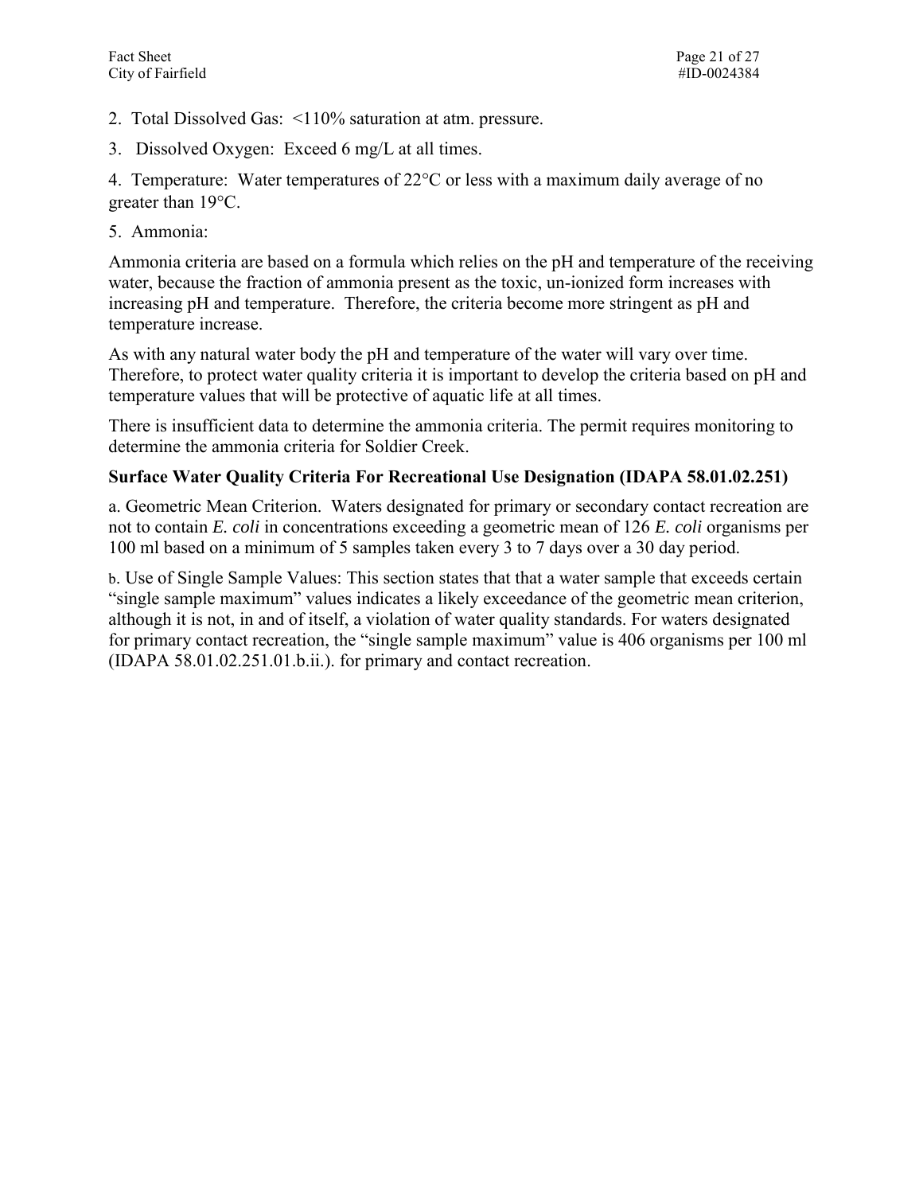2. Total Dissolved Gas: <110% saturation at atm. pressure.

3. Dissolved Oxygen: Exceed 6 mg/L at all times.

4. Temperature: Water temperatures of 22°C or less with a maximum daily average of no greater than 19°C.

5. Ammonia:

Ammonia criteria are based on a formula which relies on the pH and temperature of the receiving water, because the fraction of ammonia present as the toxic, un-ionized form increases with increasing pH and temperature. Therefore, the criteria become more stringent as pH and temperature increase.

As with any natural water body the pH and temperature of the water will vary over time. Therefore, to protect water quality criteria it is important to develop the criteria based on pH and temperature values that will be protective of aquatic life at all times.

There is insufficient data to determine the ammonia criteria. The permit requires monitoring to determine the ammonia criteria for Soldier Creek.

**Surface Water Quality Criteria For Recreational Use Designation (IDAPA 58.01.02.251)**

a. Geometric Mean Criterion. Waters designated for primary or secondary contact recreation are not to contain *E. coli* in concentrations exceeding a geometric mean of 126 *E. coli* organisms per 100 ml based on a minimum of 5 samples taken every 3 to 7 days over a 30 day period.

b. Use of Single Sample Values: This section states that that a water sample that exceeds certain "single sample maximum" values indicates a likely exceedance of the geometric mean criterion, although it is not, in and of itself, a violation of water quality standards. For waters designated for primary contact recreation, the "single sample maximum" value is 406 organisms per 100 ml (IDAPA 58.01.02.251.01.b.ii.). for primary and contact recreation.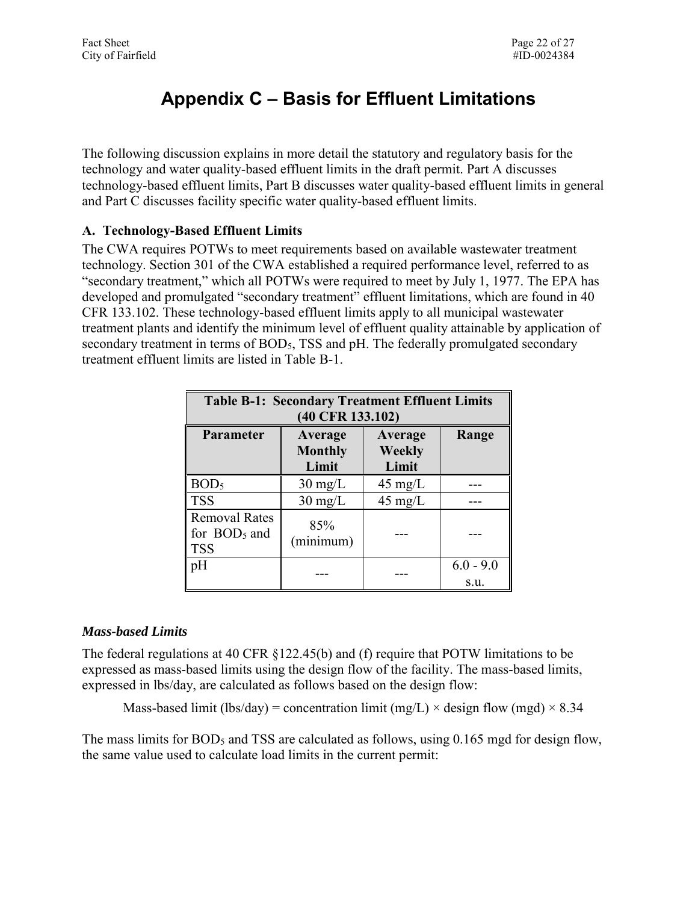# Appendix C – Basis for Effluent Limitations

The following discussion explains in more detail the statutory and regulatory basis for the technology and water quality-based effluent limits in the draft permit. Part A discusses technology-based effluent limits, Part B discusses water quality-based effluent limits in general and Part C discusses facility specific water quality-based effluent limits.

### A. Technology-Based Effluent Limits

The CWA requires POTWs to meet requirements based on available wastewater treatment technology. Section 301 of the CWA established a required performance level, referred to as "secondary treatment," which all POTWs were required to meet by July 1, 1977. The EPA has developed and promulgated "secondary treatment" effluent limitations, which are found in 40 CFR 133.102. These technology-based effluent limits apply to all municipal wastewater treatment plants and identify the minimum level of effluent quality attainable by application of secondary treatment in terms of $BOD_5$, TSS and pH. The federally promulgated secondary treatment effluent limits are listed in Table B-1.

| **Table B-1: Secondary Treatment Effluent Limits (40 CFR 133.102)** | | | |
|---|---|---|---|
| **Parameter** | **Average Monthly Limit** | **Average Weekly Limit** | **Range** |
| $BOD_5$ | 30 mg/L | 45 mg/L | --- |
| TSS | 30 mg/L | 45 mg/L | --- |
| Removal Rates for $BOD_5$ and TSS | 85% (minimum) | --- | --- |
| pH | --- | --- | 6.0 - 9.0 s.u. |

#### *Mass-based Limits*

The federal regulations at 40 CFR §122.45(b) and (f) require that POTW limitations to be expressed as mass-based limits using the design flow of the facility. The mass-based limits, expressed in lbs/day, are calculated as follows based on the design flow:

$$\text{Mass-based limit (lbs/day)} = \text{concentration limit (mg/L)} \times \text{design flow (mgd)} \times 8.34$$

The mass limits for $BOD_5$ and TSS are calculated as follows, using 0.165 mgd for design flow, the same value used to calculate load limits in the current permit: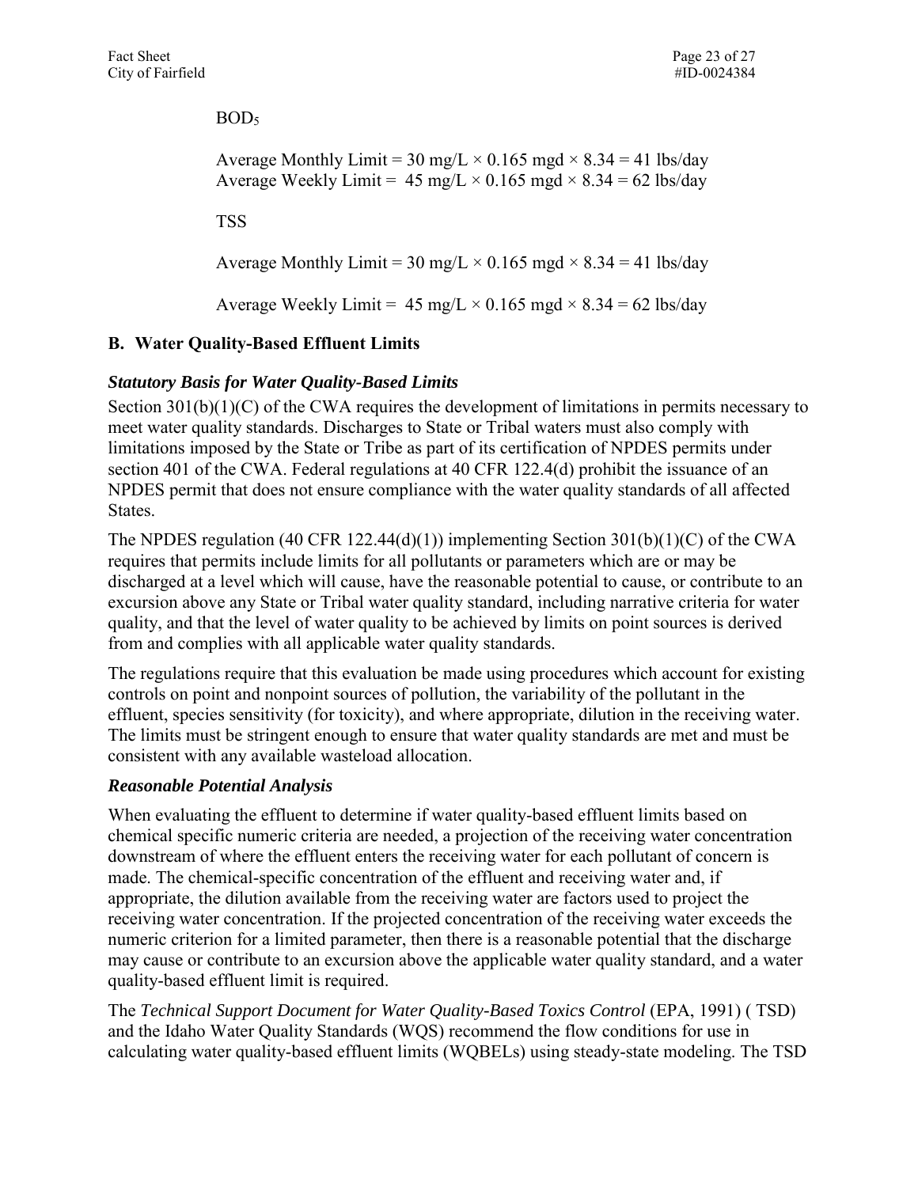$BOD_5$

Average Monthly Limit = 30 mg/L × 0.165 mgd × 8.34 = 41 lbs/day
Average Weekly Limit = 45 mg/L × 0.165 mgd × 8.34 = 62 lbs/day

TSS

Average Monthly Limit = 30 mg/L × 0.165 mgd × 8.34 = 41 lbs/day

Average Weekly Limit = 45 mg/L × 0.165 mgd × 8.34 = 62 lbs/day

## B. Water Quality-Based Effluent Limits

### *Statutory Basis for Water Quality-Based Limits*

Section 301(b)(1)(C) of the CWA requires the development of limitations in permits necessary to meet water quality standards. Discharges to State or Tribal waters must also comply with limitations imposed by the State or Tribe as part of its certification of NPDES permits under section 401 of the CWA. Federal regulations at 40 CFR 122.4(d) prohibit the issuance of an NPDES permit that does not ensure compliance with the water quality standards of all affected States.

The NPDES regulation (40 CFR 122.44(d)(1)) implementing Section 301(b)(1)(C) of the CWA requires that permits include limits for all pollutants or parameters which are or may be discharged at a level which will cause, have the reasonable potential to cause, or contribute to an excursion above any State or Tribal water quality standard, including narrative criteria for water quality, and that the level of water quality to be achieved by limits on point sources is derived from and complies with all applicable water quality standards.

The regulations require that this evaluation be made using procedures which account for existing controls on point and nonpoint sources of pollution, the variability of the pollutant in the effluent, species sensitivity (for toxicity), and where appropriate, dilution in the receiving water. The limits must be stringent enough to ensure that water quality standards are met and must be consistent with any available wasteload allocation.

### *Reasonable Potential Analysis*

When evaluating the effluent to determine if water quality-based effluent limits based on chemical specific numeric criteria are needed, a projection of the receiving water concentration downstream of where the effluent enters the receiving water for each pollutant of concern is made. The chemical-specific concentration of the effluent and receiving water and, if appropriate, the dilution available from the receiving water are factors used to project the receiving water concentration. If the projected concentration of the receiving water exceeds the numeric criterion for a limited parameter, then there is a reasonable potential that the discharge may cause or contribute to an excursion above the applicable water quality standard, and a water quality-based effluent limit is required.

The *Technical Support Document for Water Quality-Based Toxics Control* (EPA, 1991) ( TSD) and the Idaho Water Quality Standards (WQS) recommend the flow conditions for use in calculating water quality-based effluent limits (WQBELs) using steady-state modeling. The TSD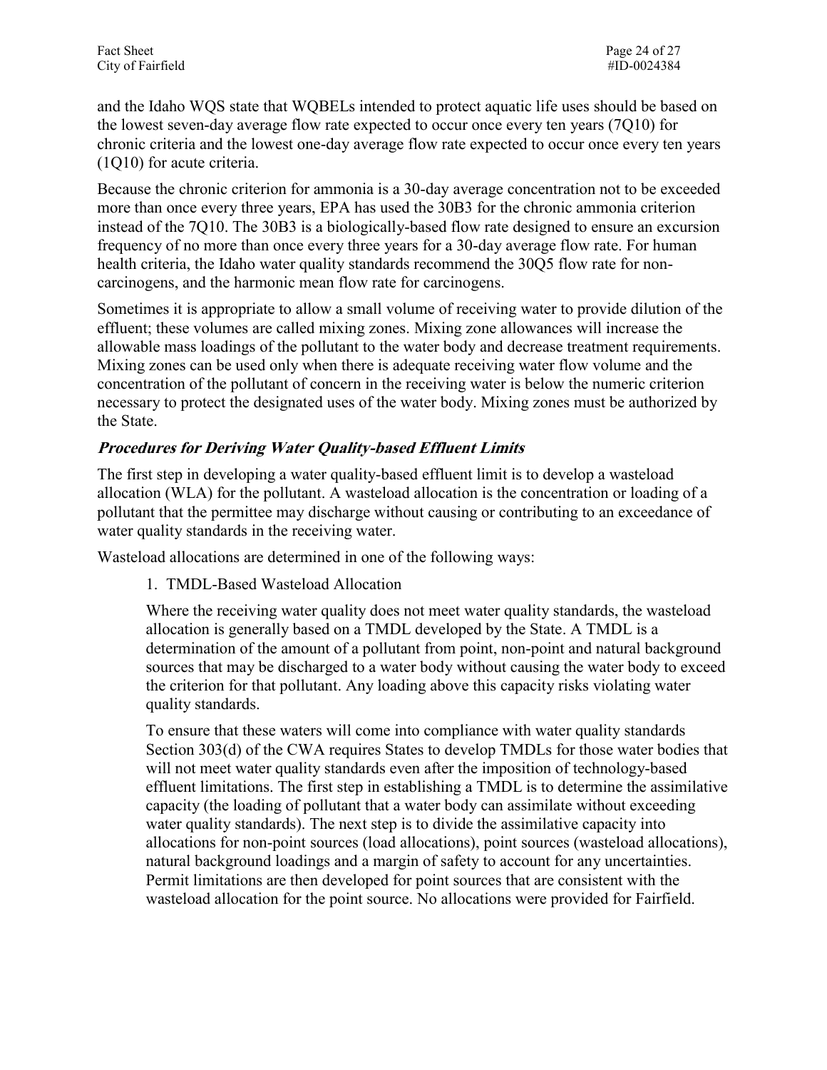and the Idaho WQS state that WQBELs intended to protect aquatic life uses should be based on the lowest seven-day average flow rate expected to occur once every ten years (7Q10) for chronic criteria and the lowest one-day average flow rate expected to occur once every ten years (1Q10) for acute criteria.

Because the chronic criterion for ammonia is a 30-day average concentration not to be exceeded more than once every three years, EPA has used the 30B3 for the chronic ammonia criterion instead of the 7Q10. The 30B3 is a biologically-based flow rate designed to ensure an excursion frequency of no more than once every three years for a 30-day average flow rate. For human health criteria, the Idaho water quality standards recommend the 30Q5 flow rate for non-carcinogens, and the harmonic mean flow rate for carcinogens.

Sometimes it is appropriate to allow a small volume of receiving water to provide dilution of the effluent; these volumes are called mixing zones. Mixing zone allowances will increase the allowable mass loadings of the pollutant to the water body and decrease treatment requirements. Mixing zones can be used only when there is adequate receiving water flow volume and the concentration of the pollutant of concern in the receiving water is below the numeric criterion necessary to protect the designated uses of the water body. Mixing zones must be authorized by the State.

***Procedures for Deriving Water Quality-based Effluent Limits***

The first step in developing a water quality-based effluent limit is to develop a wasteload allocation (WLA) for the pollutant. A wasteload allocation is the concentration or loading of a pollutant that the permittee may discharge without causing or contributing to an exceedance of water quality standards in the receiving water.

Wasteload allocations are determined in one of the following ways:

1. TMDL-Based Wasteload Allocation

   Where the receiving water quality does not meet water quality standards, the wasteload allocation is generally based on a TMDL developed by the State. A TMDL is a determination of the amount of a pollutant from point, non-point and natural background sources that may be discharged to a water body without causing the water body to exceed the criterion for that pollutant. Any loading above this capacity risks violating water quality standards.

   To ensure that these waters will come into compliance with water quality standards Section 303(d) of the CWA requires States to develop TMDLs for those water bodies that will not meet water quality standards even after the imposition of technology-based effluent limitations. The first step in establishing a TMDL is to determine the assimilative capacity (the loading of pollutant that a water body can assimilate without exceeding water quality standards). The next step is to divide the assimilative capacity into allocations for non-point sources (load allocations), point sources (wasteload allocations), natural background loadings and a margin of safety to account for any uncertainties. Permit limitations are then developed for point sources that are consistent with the wasteload allocation for the point source. No allocations were provided for Fairfield.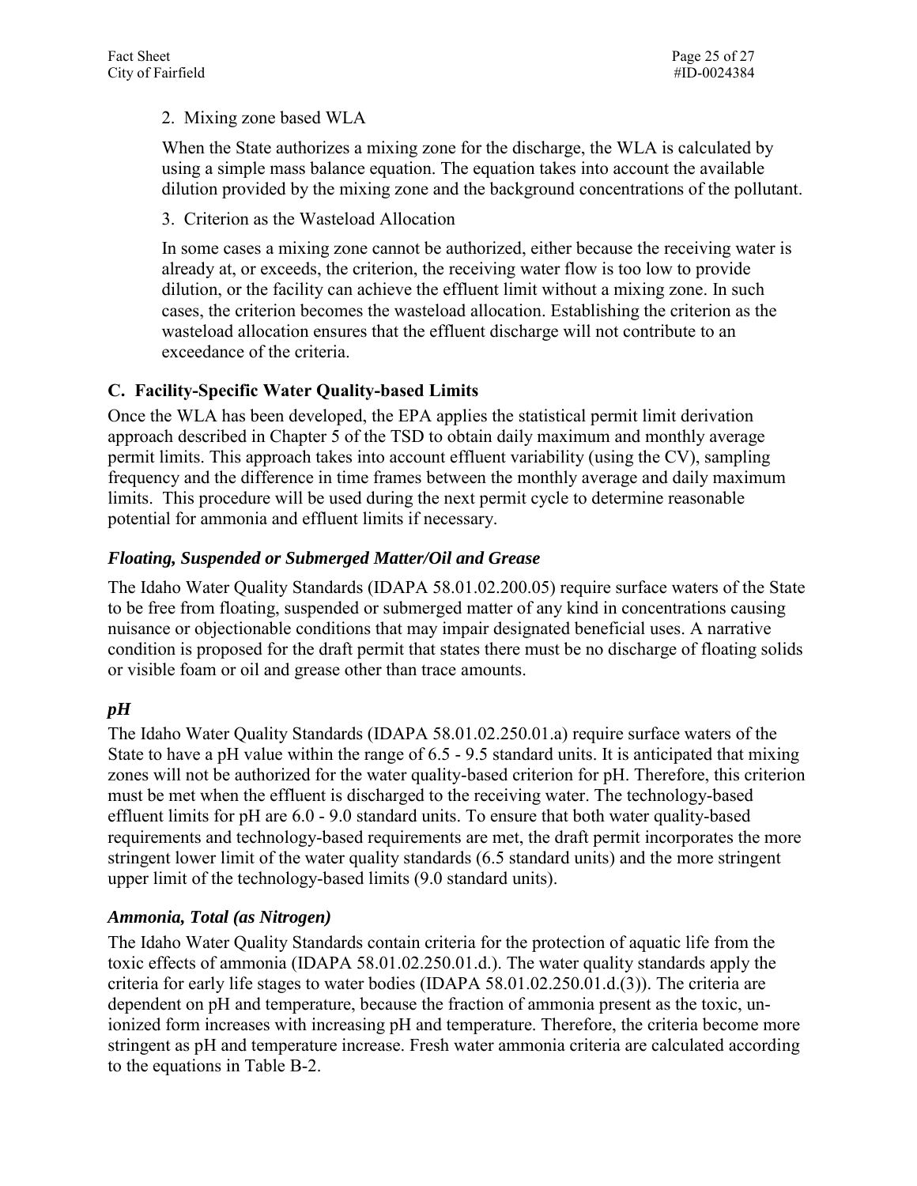2. Mixing zone based WLA

   When the State authorizes a mixing zone for the discharge, the WLA is calculated by using a simple mass balance equation. The equation takes into account the available dilution provided by the mixing zone and the background concentrations of the pollutant.

3. Criterion as the Wasteload Allocation

   In some cases a mixing zone cannot be authorized, either because the receiving water is already at, or exceeds, the criterion, the receiving water flow is too low to provide dilution, or the facility can achieve the effluent limit without a mixing zone. In such cases, the criterion becomes the wasteload allocation. Establishing the criterion as the wasteload allocation ensures that the effluent discharge will not contribute to an exceedance of the criteria.

## C. Facility-Specific Water Quality-based Limits

Once the WLA has been developed, the EPA applies the statistical permit limit derivation approach described in Chapter 5 of the TSD to obtain daily maximum and monthly average permit limits. This approach takes into account effluent variability (using the CV), sampling frequency and the difference in time frames between the monthly average and daily maximum limits. This procedure will be used during the next permit cycle to determine reasonable potential for ammonia and effluent limits if necessary.

### *Floating, Suspended or Submerged Matter/Oil and Grease*

The Idaho Water Quality Standards (IDAPA 58.01.02.200.05) require surface waters of the State to be free from floating, suspended or submerged matter of any kind in concentrations causing nuisance or objectionable conditions that may impair designated beneficial uses. A narrative condition is proposed for the draft permit that states there must be no discharge of floating solids or visible foam or oil and grease other than trace amounts.

### *pH*

The Idaho Water Quality Standards (IDAPA 58.01.02.250.01.a) require surface waters of the State to have a pH value within the range of 6.5 - 9.5 standard units. It is anticipated that mixing zones will not be authorized for the water quality-based criterion for pH. Therefore, this criterion must be met when the effluent is discharged to the receiving water. The technology-based effluent limits for pH are 6.0 - 9.0 standard units. To ensure that both water quality-based requirements and technology-based requirements are met, the draft permit incorporates the more stringent lower limit of the water quality standards (6.5 standard units) and the more stringent upper limit of the technology-based limits (9.0 standard units).

### *Ammonia, Total (as Nitrogen)*

The Idaho Water Quality Standards contain criteria for the protection of aquatic life from the toxic effects of ammonia (IDAPA 58.01.02.250.01.d.). The water quality standards apply the criteria for early life stages to water bodies (IDAPA 58.01.02.250.01.d.(3)). The criteria are dependent on pH and temperature, because the fraction of ammonia present as the toxic, un-ionized form increases with increasing pH and temperature. Therefore, the criteria become more stringent as pH and temperature increase. Fresh water ammonia criteria are calculated according to the equations in Table B-2.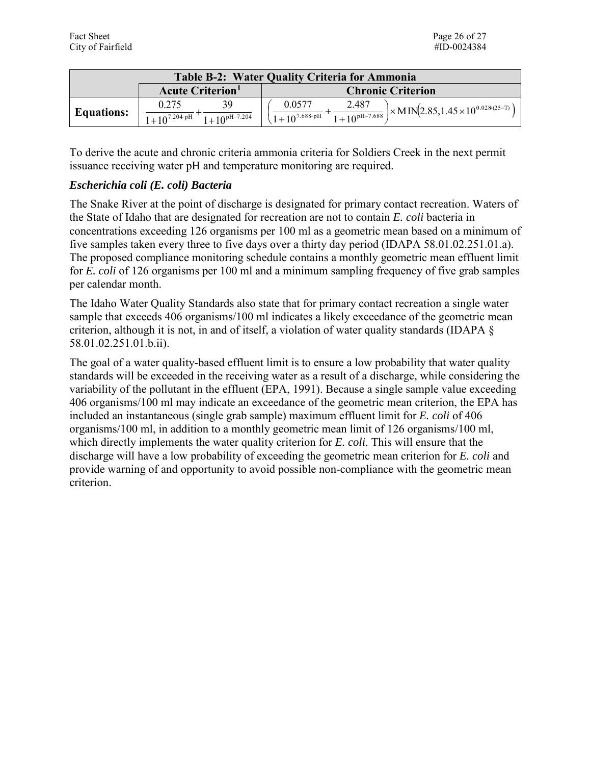| Table B-2: Water Quality Criteria for Ammonia | | |
|---|---|---|
| | Acute Criterion[1] | Chronic Criterion |
| **Equations:** | $\frac{0.275}{1+10^{7.204-\text{pH}}}+\frac{39}{1+10^{\text{pH}-7.204}}$ | $\left(\frac{0.0577}{1+10^{7.688-\text{pH}}}+\frac{2.487}{1+10^{\text{pH}-7.688}}\right)\times \text{MIN}\left(2.85, 1.45\times 10^{0.028\times(25-\text{T})}\right)$ |

To derive the acute and chronic criteria ammonia criteria for Soldiers Creek in the next permit issuance receiving water pH and temperature monitoring are required.

### *Escherichia coli (E. coli) Bacteria*

The Snake River at the point of discharge is designated for primary contact recreation. Waters of the State of Idaho that are designated for recreation are not to contain *E. coli* bacteria in concentrations exceeding 126 organisms per 100 ml as a geometric mean based on a minimum of five samples taken every three to five days over a thirty day period (IDAPA 58.01.02.251.01.a). The proposed compliance monitoring schedule contains a monthly geometric mean effluent limit for *E. coli* of 126 organisms per 100 ml and a minimum sampling frequency of five grab samples per calendar month.

The Idaho Water Quality Standards also state that for primary contact recreation a single water sample that exceeds 406 organisms/100 ml indicates a likely exceedance of the geometric mean criterion, although it is not, in and of itself, a violation of water quality standards (IDAPA § 58.01.02.251.01.b.ii).

The goal of a water quality-based effluent limit is to ensure a low probability that water quality standards will be exceeded in the receiving water as a result of a discharge, while considering the variability of the pollutant in the effluent (EPA, 1991). Because a single sample value exceeding 406 organisms/100 ml may indicate an exceedance of the geometric mean criterion, the EPA has included an instantaneous (single grab sample) maximum effluent limit for *E. coli* of 406 organisms/100 ml, in addition to a monthly geometric mean limit of 126 organisms/100 ml, which directly implements the water quality criterion for *E. coli*. This will ensure that the discharge will have a low probability of exceeding the geometric mean criterion for *E. coli* and provide warning of and opportunity to avoid possible non-compliance with the geometric mean criterion.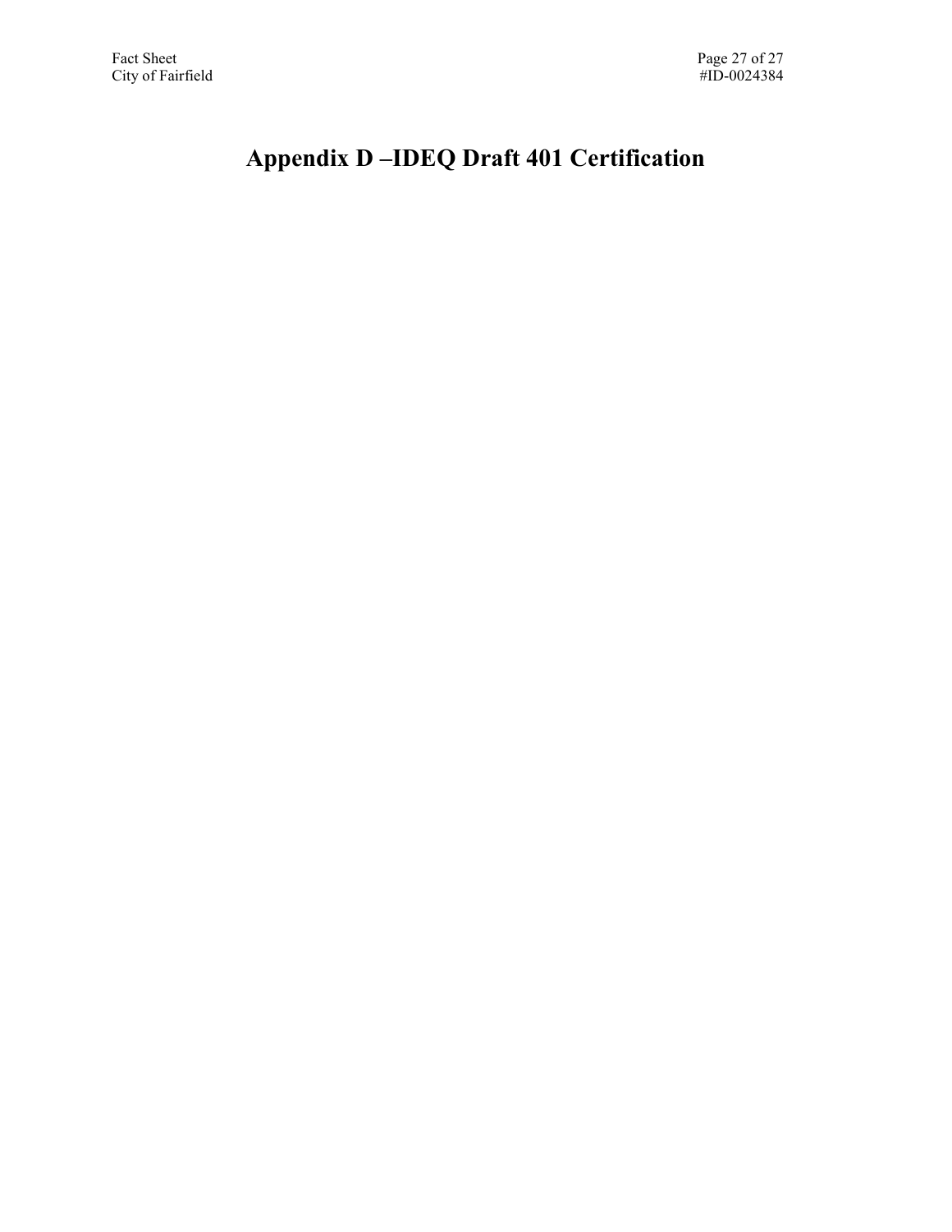# Appendix D –IDEQ Draft 401 Certification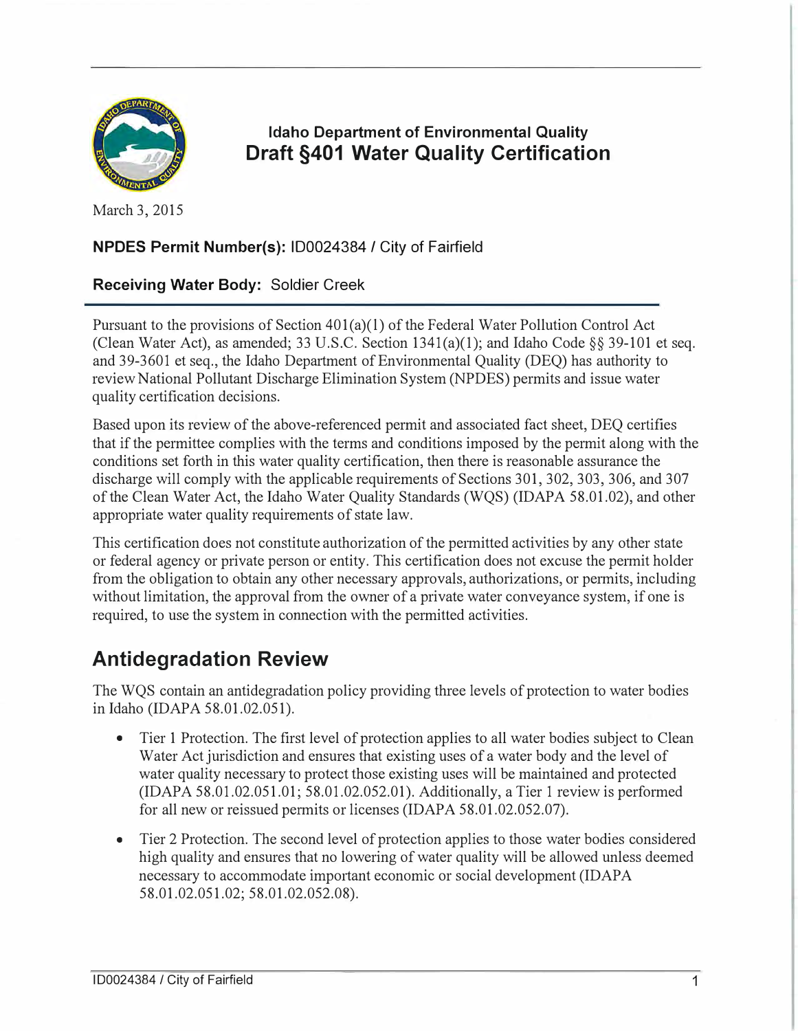Idaho Department of Environmental Quality

# Draft §401 Water Quality Certification

March 3, 2015

**NPDES Permit Number(s):** ID0024384 / City of Fairfield

**Receiving Water Body:** Soldier Creek

Pursuant to the provisions of Section 401(a)(1) of the Federal Water Pollution Control Act (Clean Water Act), as amended; 33 U.S.C. Section 1341(a)(1); and Idaho Code §§ 39-101 et seq. and 39-3601 et seq., the Idaho Department of Environmental Quality (DEQ) has authority to review National Pollutant Discharge Elimination System (NPDES) permits and issue water quality certification decisions.

Based upon its review of the above-referenced permit and associated fact sheet, DEQ certifies that if the permittee complies with the terms and conditions imposed by the permit along with the conditions set forth in this water quality certification, then there is reasonable assurance the discharge will comply with the applicable requirements of Sections 301, 302, 303, 306, and 307 of the Clean Water Act, the Idaho Water Quality Standards (WQS) (IDAPA 58.01.02), and other appropriate water quality requirements of state law.

This certification does not constitute authorization of the permitted activities by any other state or federal agency or private person or entity. This certification does not excuse the permit holder from the obligation to obtain any other necessary approvals, authorizations, or permits, including without limitation, the approval from the owner of a private water conveyance system, if one is required, to use the system in connection with the permitted activities.

## Antidegradation Review

The WQS contain an antidegradation policy providing three levels of protection to water bodies in Idaho (IDAPA 58.01.02.051).

- Tier 1 Protection. The first level of protection applies to all water bodies subject to Clean Water Act jurisdiction and ensures that existing uses of a water body and the level of water quality necessary to protect those existing uses will be maintained and protected (IDAPA 58.01.02.051.01; 58.01.02.052.01). Additionally, a Tier 1 review is performed for all new or reissued permits or licenses (IDAPA 58.01.02.052.07).
- Tier 2 Protection. The second level of protection applies to those water bodies considered high quality and ensures that no lowering of water quality will be allowed unless deemed necessary to accommodate important economic or social development (IDAPA 58.01.02.051.02; 58.01.02.052.08).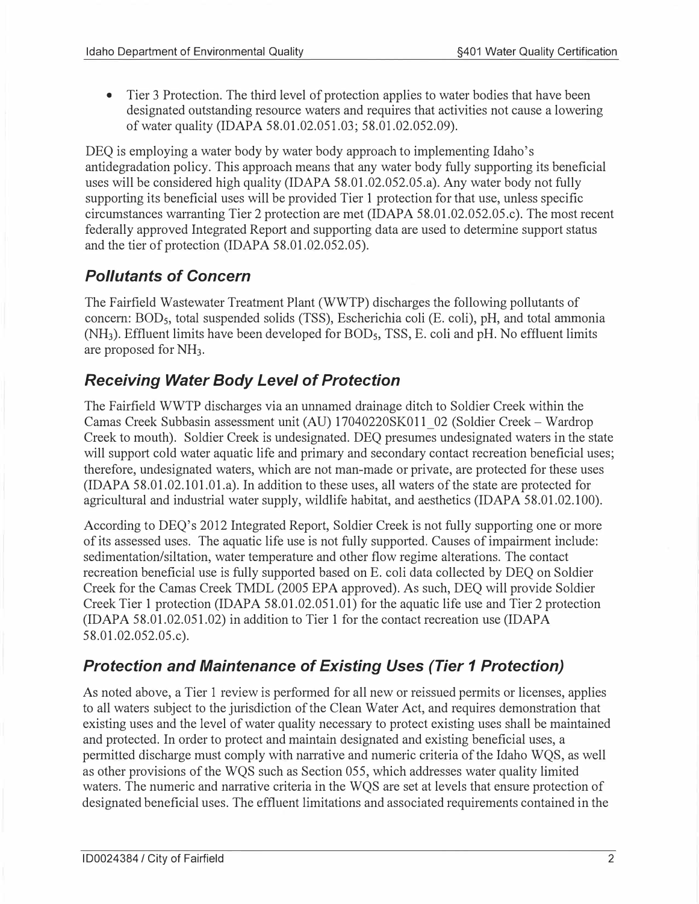- Tier 3 Protection. The third level of protection applies to water bodies that have been designated outstanding resource waters and requires that activities not cause a lowering of water quality (IDAPA 58.01.02.051.03; 58.01.02.052.09).

DEQ is employing a water body by water body approach to implementing Idaho's antidegradation policy. This approach means that any water body fully supporting its beneficial uses will be considered high quality (IDAPA 58.01.02.052.05.a). Any water body not fully supporting its beneficial uses will be provided Tier 1 protection for that use, unless specific circumstances warranting Tier 2 protection are met (IDAPA 58.01.02.052.05.c). The most recent federally approved Integrated Report and supporting data are used to determine support status and the tier of protection (IDAPA 58.01.02.052.05).

## *Pollutants of Concern*

The Fairfield Wastewater Treatment Plant (WWTP) discharges the following pollutants of concern: $BOD_5$, total suspended solids (TSS), Escherichia coli (E. coli), pH, and total ammonia ($NH_3$). Effluent limits have been developed for $BOD_5$, TSS, E. coli and pH. No effluent limits are proposed for $NH_3$.

## *Receiving Water Body Level of Protection*

The Fairfield WWTP discharges via an unnamed drainage ditch to Soldier Creek within the Camas Creek Subbasin assessment unit (AU) 17040220SK011_02 (Soldier Creek – Wardrop Creek to mouth). Soldier Creek is undesignated. DEQ presumes undesignated waters in the state will support cold water aquatic life and primary and secondary contact recreation beneficial uses; therefore, undesignated waters, which are not man-made or private, are protected for these uses (IDAPA 58.01.02.101.01.a). In addition to these uses, all waters of the state are protected for agricultural and industrial water supply, wildlife habitat, and aesthetics (IDAPA 58.01.02.100).

According to DEQ's 2012 Integrated Report, Soldier Creek is not fully supporting one or more of its assessed uses. The aquatic life use is not fully supported. Causes of impairment include: sedimentation/siltation, water temperature and other flow regime alterations. The contact recreation beneficial use is fully supported based on E. coli data collected by DEQ on Soldier Creek for the Camas Creek TMDL (2005 EPA approved). As such, DEQ will provide Soldier Creek Tier 1 protection (IDAPA 58.01.02.051.01) for the aquatic life use and Tier 2 protection (IDAPA 58.01.02.051.02) in addition to Tier 1 for the contact recreation use (IDAPA 58.01.02.052.05.c).

## *Protection and Maintenance of Existing Uses (Tier 1 Protection)*

As noted above, a Tier 1 review is performed for all new or reissued permits or licenses, applies to all waters subject to the jurisdiction of the Clean Water Act, and requires demonstration that existing uses and the level of water quality necessary to protect existing uses shall be maintained and protected. In order to protect and maintain designated and existing beneficial uses, a permitted discharge must comply with narrative and numeric criteria of the Idaho WQS, as well as other provisions of the WQS such as Section 055, which addresses water quality limited waters. The numeric and narrative criteria in the WQS are set at levels that ensure protection of designated beneficial uses. The effluent limitations and associated requirements contained in the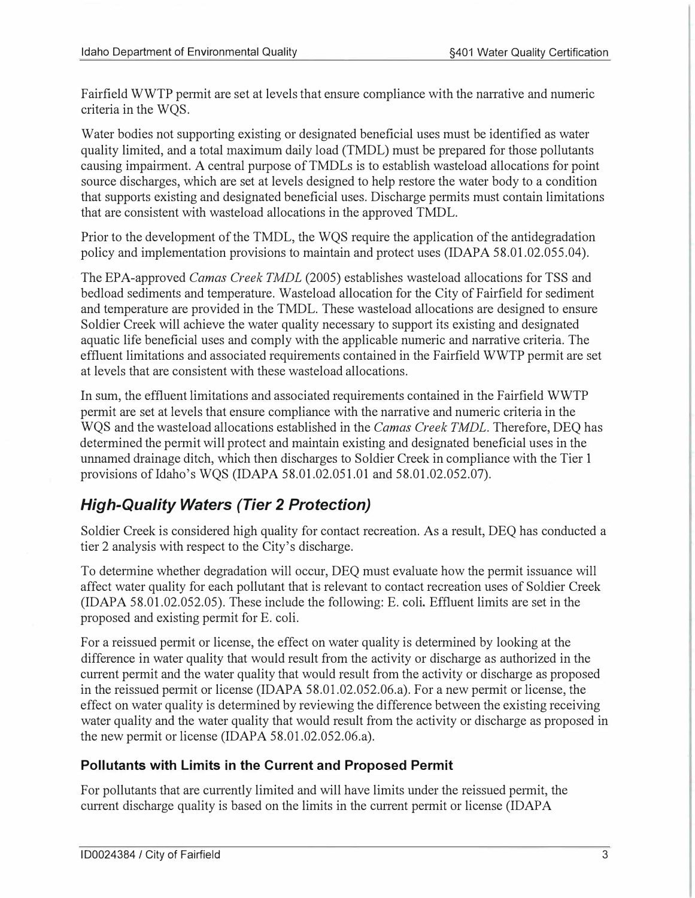Fairfield WWTP permit are set at levels that ensure compliance with the narrative and numeric criteria in the WQS.

Water bodies not supporting existing or designated beneficial uses must be identified as water quality limited, and a total maximum daily load (TMDL) must be prepared for those pollutants causing impairment. A central purpose of TMDLs is to establish wasteload allocations for point source discharges, which are set at levels designed to help restore the water body to a condition that supports existing and designated beneficial uses. Discharge permits must contain limitations that are consistent with wasteload allocations in the approved TMDL.

Prior to the development of the TMDL, the WQS require the application of the antidegradation policy and implementation provisions to maintain and protect uses (IDAPA 58.01.02.055.04).

The EPA-approved *Camas Creek TMDL* (2005) establishes wasteload allocations for TSS and bedload sediments and temperature. Wasteload allocation for the City of Fairfield for sediment and temperature are provided in the TMDL. These wasteload allocations are designed to ensure Soldier Creek will achieve the water quality necessary to support its existing and designated aquatic life beneficial uses and comply with the applicable numeric and narrative criteria. The effluent limitations and associated requirements contained in the Fairfield WWTP permit are set at levels that are consistent with these wasteload allocations.

In sum, the effluent limitations and associated requirements contained in the Fairfield WWTP permit are set at levels that ensure compliance with the narrative and numeric criteria in the WQS and the wasteload allocations established in the *Camas Creek TMDL*. Therefore, DEQ has determined the permit will protect and maintain existing and designated beneficial uses in the unnamed drainage ditch, which then discharges to Soldier Creek in compliance with the Tier 1 provisions of Idaho's WQS (IDAPA 58.01.02.051.01 and 58.01.02.052.07).

## *High-Quality Waters (Tier 2 Protection)*

Soldier Creek is considered high quality for contact recreation. As a result, DEQ has conducted a tier 2 analysis with respect to the City's discharge.

To determine whether degradation will occur, DEQ must evaluate how the permit issuance will affect water quality for each pollutant that is relevant to contact recreation uses of Soldier Creek (IDAPA 58.01.02.052.05). These include the following: E. coli. Effluent limits are set in the proposed and existing permit for E. coli.

For a reissued permit or license, the effect on water quality is determined by looking at the difference in water quality that would result from the activity or discharge as authorized in the current permit and the water quality that would result from the activity or discharge as proposed in the reissued permit or license (IDAPA 58.01.02.052.06.a). For a new permit or license, the effect on water quality is determined by reviewing the difference between the existing receiving water quality and the water quality that would result from the activity or discharge as proposed in the new permit or license (IDAPA 58.01.02.052.06.a).

### Pollutants with Limits in the Current and Proposed Permit

For pollutants that are currently limited and will have limits under the reissued permit, the current discharge quality is based on the limits in the current permit or license (IDAPA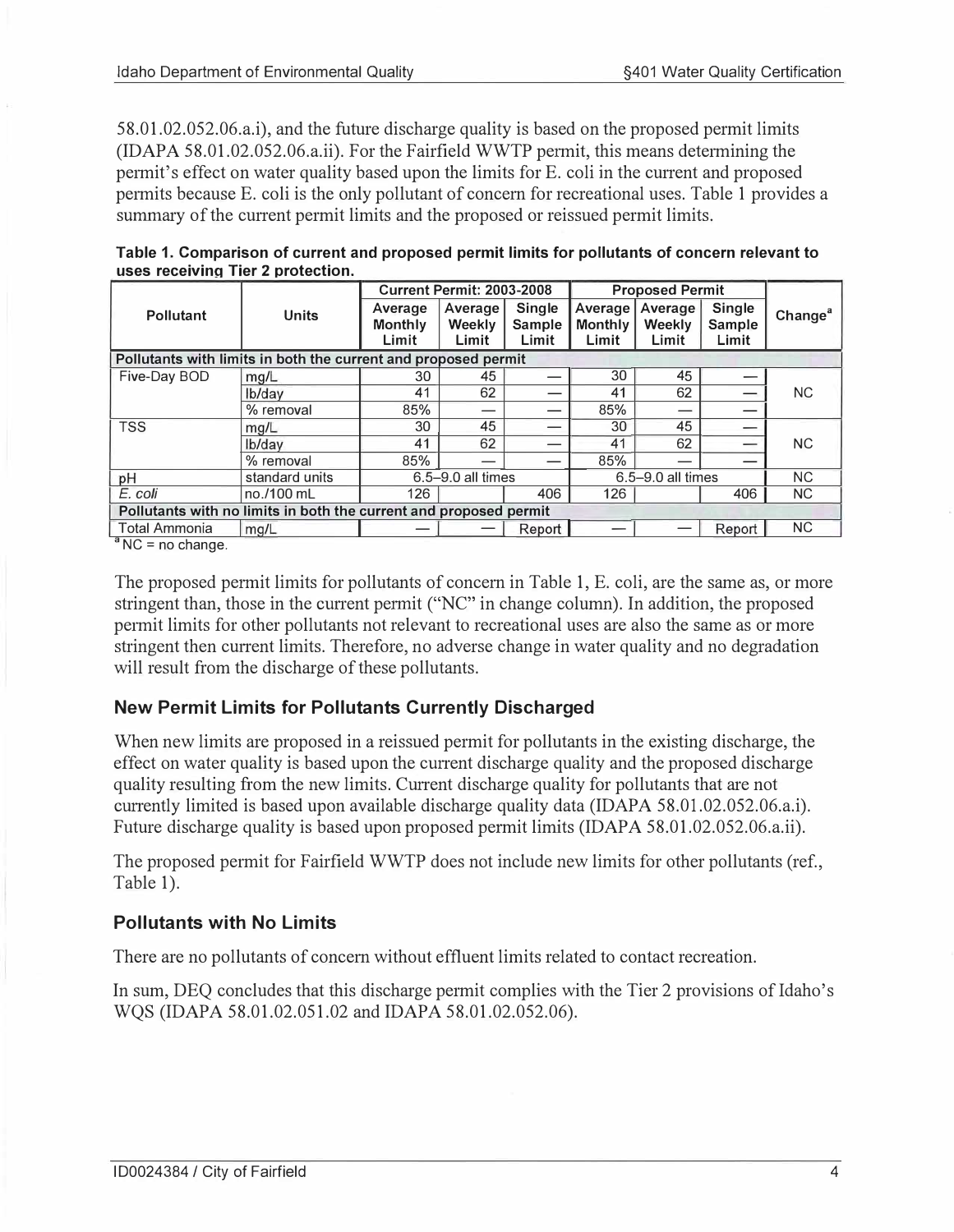58.01.02.052.06.a.i), and the future discharge quality is based on the proposed permit limits (IDAPA 58.01.02.052.06.a.ii). For the Fairfield WWTP permit, this means determining the permit's effect on water quality based upon the limits for E. coli in the current and proposed permits because E. coli is the only pollutant of concern for recreational uses. Table 1 provides a summary of the current permit limits and the proposed or reissued permit limits.

**Table 1. Comparison of current and proposed permit limits for pollutants of concern relevant to uses receiving Tier 2 protection.**

| Pollutant | Units | Current Permit: 2003-2008 | | | Proposed Permit | | | Change[a] |
|---|---|---|---|---|---|---|---|---|
| | | Average Monthly Limit | Average Weekly Limit | Single Sample Limit | Average Monthly Limit | Average Weekly Limit | Single Sample Limit | |
| **Pollutants with limits in both the current and proposed permit** | | | | | | | | |
| Five-Day BOD | mg/L | 30 | 45 | — | 30 | 45 | — | NC |
| | lb/day | 41 | 62 | — | 41 | 62 | — | |
| | % removal | 85% | — | — | 85% | — | — | |
| TSS | mg/L | 30 | 45 | — | 30 | 45 | — | NC |
| | lb/day | 41 | 62 | — | 41 | 62 | — | |
| | % removal | 85% | — | — | 85% | — | — | |
| pH | standard units | 6.5–9.0 all times | | | 6.5–9.0 all times | | | NC |
| *E. coli* | no./100 mL | 126 | | 406 | 126 | | 406 | NC |
| **Pollutants with no limits in both the current and proposed permit** | | | | | | | | |
| Total Ammonia | mg/L | — | — | Report | — | — | Report | NC |

[a] NC = no change.

The proposed permit limits for pollutants of concern in Table 1, E. coli, are the same as, or more stringent than, those in the current permit ("NC" in change column). In addition, the proposed permit limits for other pollutants not relevant to recreational uses are also the same as or more stringent then current limits. Therefore, no adverse change in water quality and no degradation will result from the discharge of these pollutants.

### New Permit Limits for Pollutants Currently Discharged

When new limits are proposed in a reissued permit for pollutants in the existing discharge, the effect on water quality is based upon the current discharge quality and the proposed discharge quality resulting from the new limits. Current discharge quality for pollutants that are not currently limited is based upon available discharge quality data (IDAPA 58.01.02.052.06.a.i). Future discharge quality is based upon proposed permit limits (IDAPA 58.01.02.052.06.a.ii).

The proposed permit for Fairfield WWTP does not include new limits for other pollutants (ref., Table 1).

### Pollutants with No Limits

There are no pollutants of concern without effluent limits related to contact recreation.

In sum, DEQ concludes that this discharge permit complies with the Tier 2 provisions of Idaho's WQS (IDAPA 58.01.02.051.02 and IDAPA 58.01.02.052.06).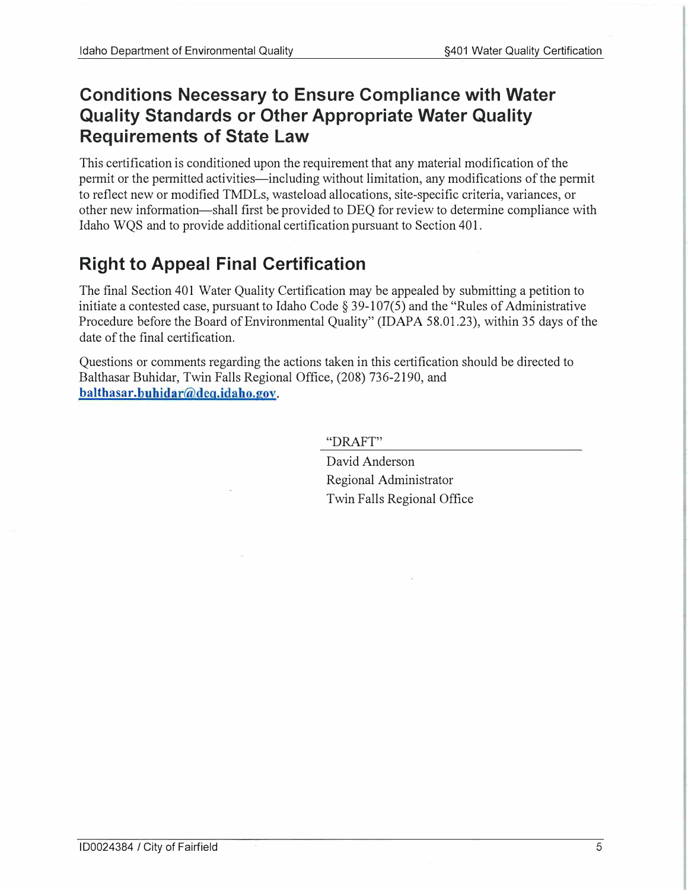## Conditions Necessary to Ensure Compliance with Water Quality Standards or Other Appropriate Water Quality Requirements of State Law

This certification is conditioned upon the requirement that any material modification of the permit or the permitted activities—including without limitation, any modifications of the permit to reflect new or modified TMDLs, wasteload allocations, site-specific criteria, variances, or other new information—shall first be provided to DEQ for review to determine compliance with Idaho WQS and to provide additional certification pursuant to Section 401.

## Right to Appeal Final Certification

The final Section 401 Water Quality Certification may be appealed by submitting a petition to initiate a contested case, pursuant to Idaho Code § 39-107(5) and the "Rules of Administrative Procedure before the Board of Environmental Quality" (IDAPA 58.01.23), within 35 days of the date of the final certification.

Questions or comments regarding the actions taken in this certification should be directed to Balthasar Buhidar, Twin Falls Regional Office, (208) 736-2190, and balthasar.buhidar@deq.idaho.gov.

"DRAFT"

David Anderson
Regional Administrator
Twin Falls Regional Office